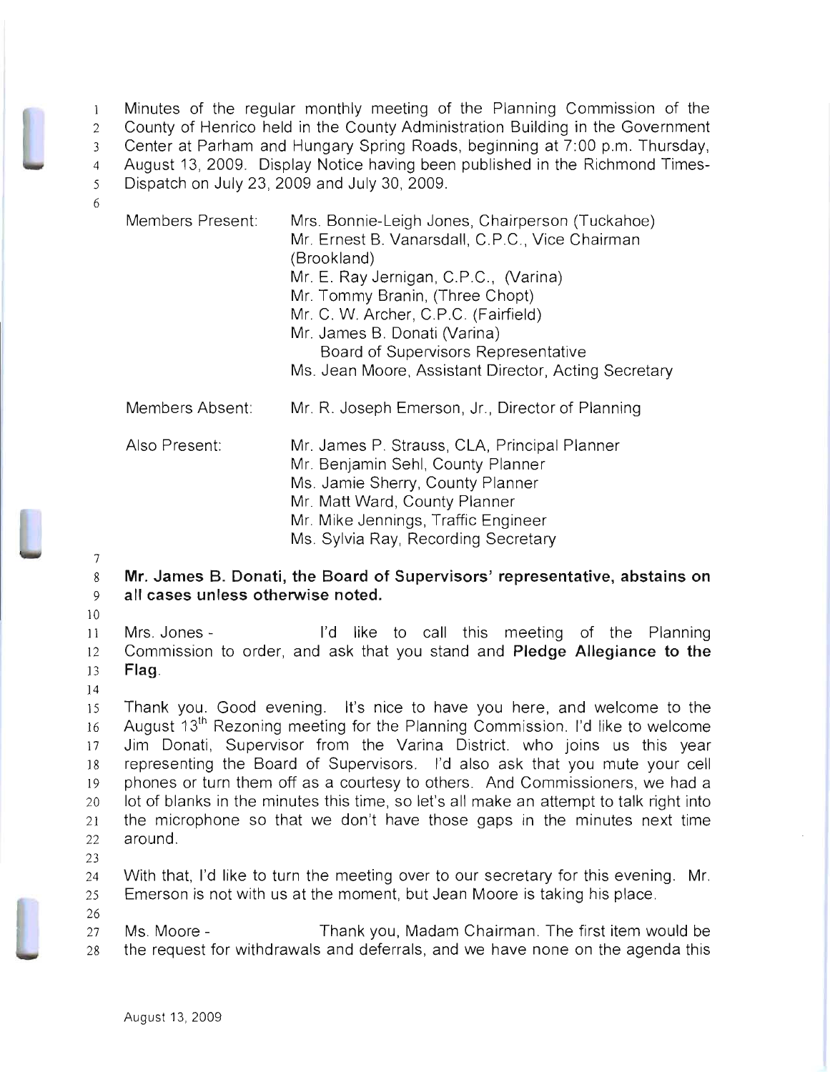Minutes of the regular monthly meeting of the Planning Commission of the County of Henrico held in the County Administration Building in the Government Center at Parham and Hungary Spring Roads, beginning at 7:00 p.m. Thursday, August 13, 2009. Display Notice having been published in the Richmond Times-Dispatch on July 23, 2009 and July 30, 2009.

| | |
|---|---|
| Members Present: | Mrs. Bonnie-Leigh Jones, Chairperson (Tuckahoe)<br>Mr. Ernest B. Vanarsdall, C.P.C., Vice Chairman (Brookland)<br>Mr. E. Ray Jernigan, C.P.C., (Varina)<br>Mr. Tommy Branin, (Three Chopt)<br>Mr. C. W. Archer, C.P.C. (Fairfield)<br>Mr. James B. Donati (Varina)<br>Board of Supervisors Representative<br>Ms. Jean Moore, Assistant Director, Acting Secretary |
| Members Absent: | Mr. R. Joseph Emerson, Jr., Director of Planning |
| Also Present: | Mr. James P. Strauss, CLA, Principal Planner<br>Mr. Benjamin Sehl, County Planner<br>Ms. Jamie Sherry, County Planner<br>Mr. Matt Ward, County Planner<br>Mr. Mike Jennings, Traffic Engineer<br>Ms. Sylvia Ray, Recording Secretary |

**Mr. James B. Donati, the Board of Supervisors' representative, abstains on all cases unless otherwise noted.**

Mrs. Jones - I'd like to call this meeting of the Planning Commission to order, and ask that you stand and **Pledge Allegiance to the Flag**.

Thank you. Good evening. It's nice to have you here, and welcome to the August 13th Rezoning meeting for the Planning Commission. I'd like to welcome Jim Donati, Supervisor from the Varina District. who joins us this year representing the Board of Supervisors. I'd also ask that you mute your cell phones or turn them off as a courtesy to others. And Commissioners, we had a lot of blanks in the minutes this time, so let's all make an attempt to talk right into the microphone so that we don't have those gaps in the minutes next time around.

With that, I'd like to turn the meeting over to our secretary for this evening. Mr. Emerson is not with us at the moment, but Jean Moore is taking his place.

Ms. Moore - Thank you, Madam Chairman. The first item would be the request for withdrawals and deferrals, and we have none on the agenda this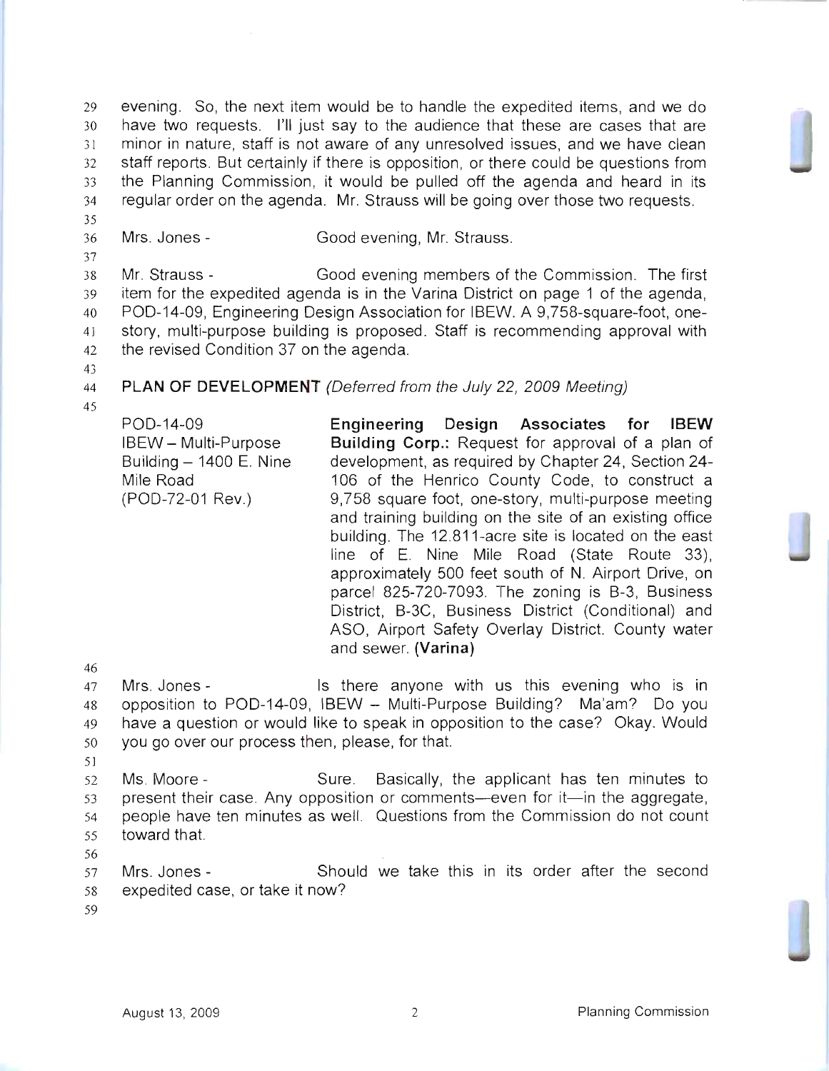evening. So, the next item would be to handle the expedited items, and we do have two requests. I'll just say to the audience that these are cases that are minor in nature, staff is not aware of any unresolved issues, and we have clean staff reports. But certainly if there is opposition, or there could be questions from the Planning Commission, it would be pulled off the agenda and heard in its regular order on the agenda. Mr. Strauss will be going over those two requests.

Mrs. Jones - Good evening, Mr. Strauss.

Mr. Strauss - Good evening members of the Commission. The first item for the expedited agenda is in the Varina District on page 1 of the agenda, POD-14-09, Engineering Design Association for IBEW. A 9,758-square-foot, one-story, multi-purpose building is proposed. Staff is recommending approval with the revised Condition 37 on the agenda.

**PLAN OF DEVELOPMENT** *(Deferred from the July 22, 2009 Meeting)*

POD-14-09
IBEW – Multi-Purpose Building – 1400 E. Nine Mile Road
(POD-72-01 Rev.)

**Engineering Design Associates for IBEW Building Corp.:** Request for approval of a plan of development, as required by Chapter 24, Section 24-106 of the Henrico County Code, to construct a 9,758 square foot, one-story, multi-purpose meeting and training building on the site of an existing office building. The 12.811-acre site is located on the east line of E. Nine Mile Road (State Route 33), approximately 500 feet south of N. Airport Drive, on parcel 825-720-7093. The zoning is B-3, Business District, B-3C, Business District (Conditional) and ASO, Airport Safety Overlay District. County water and sewer. **(Varina)**

Mrs. Jones - Is there anyone with us this evening who is in opposition to POD-14-09, IBEW – Multi-Purpose Building? Ma'am? Do you have a question or would like to speak in opposition to the case? Okay. Would you go over our process then, please, for that.

Ms. Moore - Sure. Basically, the applicant has ten minutes to present their case. Any opposition or comments—even for it—in the aggregate, people have ten minutes as well. Questions from the Commission do not count toward that.

Mrs. Jones - Should we take this in its order after the second expedited case, or take it now?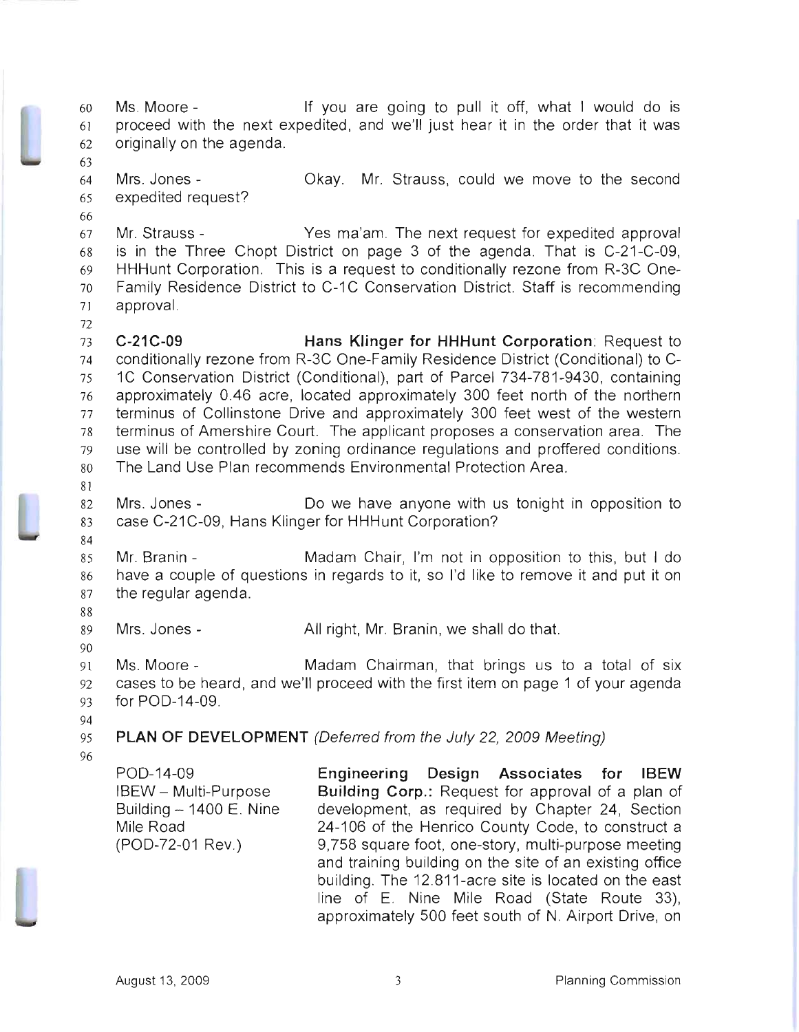Ms. Moore - If you are going to pull it off, what I would do is proceed with the next expedited, and we'll just hear it in the order that it was originally on the agenda.

Mrs. Jones - Okay. Mr. Strauss, could we move to the second expedited request?

Mr. Strauss - Yes ma'am. The next request for expedited approval is in the Three Chopt District on page 3 of the agenda. That is C-21-C-09, HHHunt Corporation. This is a request to conditionally rezone from R-3C One-Family Residence District to C-1C Conservation District. Staff is recommending approval.

**C-21C-09 Hans Klinger for HHHunt Corporation**: Request to conditionally rezone from R-3C One-Family Residence District (Conditional) to C-1C Conservation District (Conditional), part of Parcel 734-781-9430, containing approximately 0.46 acre, located approximately 300 feet north of the northern terminus of Collinstone Drive and approximately 300 feet west of the western terminus of Amershire Court. The applicant proposes a conservation area. The use will be controlled by zoning ordinance regulations and proffered conditions. The Land Use Plan recommends Environmental Protection Area.

Mrs. Jones - Do we have anyone with us tonight in opposition to case C-21C-09, Hans Klinger for HHHunt Corporation?

Mr. Branin - Madam Chair, I'm not in opposition to this, but I do have a couple of questions in regards to it, so I'd like to remove it and put it on the regular agenda.

Mrs. Jones - All right, Mr. Branin, we shall do that.

Ms. Moore - Madam Chairman, that brings us to a total of six cases to be heard, and we'll proceed with the first item on page 1 of your agenda for POD-14-09.

**PLAN OF DEVELOPMENT** *(Deferred from the July 22, 2009 Meeting)*

POD-14-09
IBEW – Multi-Purpose Building – 1400 E. Nine Mile Road
(POD-72-01 Rev.)

**Engineering Design Associates for IBEW Building Corp.:** Request for approval of a plan of development, as required by Chapter 24, Section 24-106 of the Henrico County Code, to construct a 9,758 square foot, one-story, multi-purpose meeting and training building on the site of an existing office building. The 12.811-acre site is located on the east line of E. Nine Mile Road (State Route 33), approximately 500 feet south of N. Airport Drive, on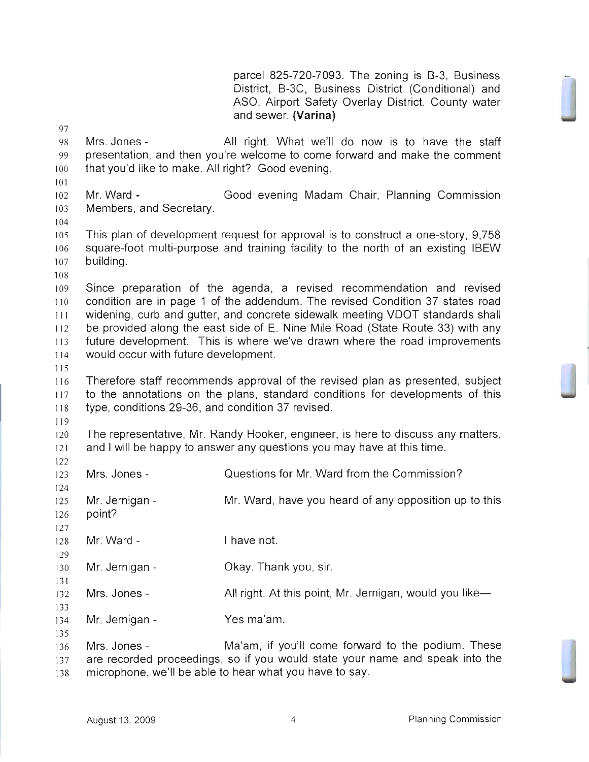parcel 825-720-7093. The zoning is B-3, Business District, B-3C, Business District (Conditional) and ASO, Airport Safety Overlay District. County water and sewer. **(Varina)**

Mrs. Jones - All right. What we'll do now is to have the staff presentation, and then you're welcome to come forward and make the comment that you'd like to make. All right? Good evening.

Mr. Ward - Good evening Madam Chair, Planning Commission Members, and Secretary.

This plan of development request for approval is to construct a one-story, 9,758 square-foot multi-purpose and training facility to the north of an existing IBEW building.

Since preparation of the agenda, a revised recommendation and revised condition are in page 1 of the addendum. The revised Condition 37 states road widening, curb and gutter, and concrete sidewalk meeting VDOT standards shall be provided along the east side of E. Nine Mile Road (State Route 33) with any future development. This is where we've drawn where the road improvements would occur with future development.

Therefore staff recommends approval of the revised plan as presented, subject to the annotations on the plans, standard conditions for developments of this type, conditions 29-36, and condition 37 revised.

The representative, Mr. Randy Hooker, engineer, is here to discuss any matters, and I will be happy to answer any questions you may have at this time.

Mrs. Jones - Questions for Mr. Ward from the Commission?

Mr. Jernigan - Mr. Ward, have you heard of any opposition up to this point?

Mr. Ward - I have not.

Mr. Jernigan - Okay. Thank you, sir.

Mrs. Jones - All right. At this point, Mr. Jernigan, would you like—

Mr. Jernigan - Yes ma'am.

Mrs. Jones - Ma'am, if you'll come forward to the podium. These are recorded proceedings, so if you would state your name and speak into the microphone, we'll be able to hear what you have to say.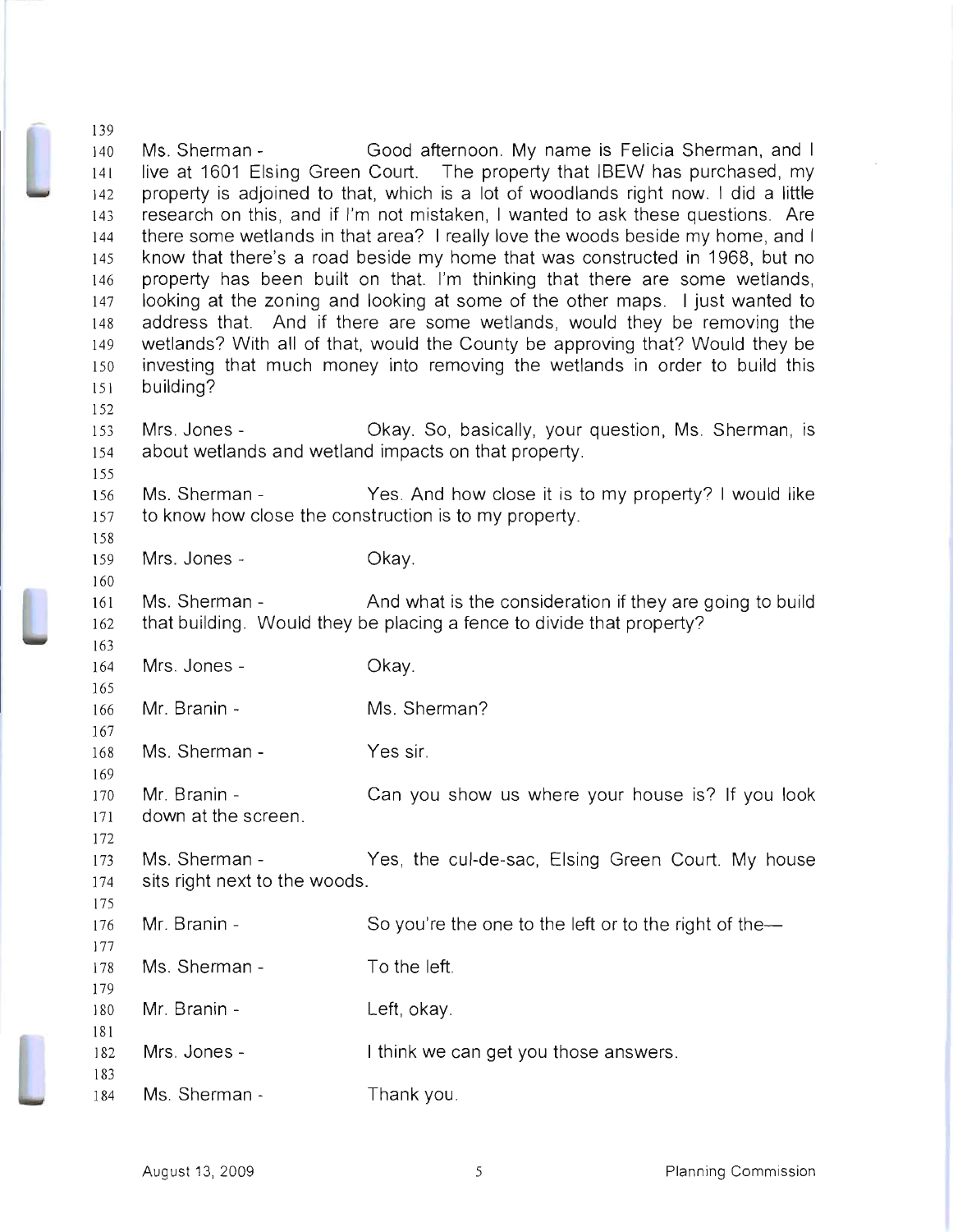Ms. Sherman - Good afternoon. My name is Felicia Sherman, and I live at 1601 Elsing Green Court. The property that IBEW has purchased, my property is adjoined to that, which is a lot of woodlands right now. I did a little research on this, and if I'm not mistaken, I wanted to ask these questions. Are there some wetlands in that area? I really love the woods beside my home, and I know that there's a road beside my home that was constructed in 1968, but no property has been built on that. I'm thinking that there are some wetlands, looking at the zoning and looking at some of the other maps. I just wanted to address that. And if there are some wetlands, would they be removing the wetlands? With all of that, would the County be approving that? Would they be investing that much money into removing the wetlands in order to build this building?

Mrs. Jones - Okay. So, basically, your question, Ms. Sherman, is about wetlands and wetland impacts on that property.

Ms. Sherman - Yes. And how close it is to my property? I would like to know how close the construction is to my property.

Mrs. Jones - Okay.

Ms. Sherman - And what is the consideration if they are going to build that building. Would they be placing a fence to divide that property?

Mrs. Jones - Okay.

Mr. Branin - Ms. Sherman?

Ms. Sherman - Yes sir.

Mr. Branin - Can you show us where your house is? If you look down at the screen.

Ms. Sherman - Yes, the cul-de-sac, Elsing Green Court. My house sits right next to the woods.

Mr. Branin - So you're the one to the left or to the right of the—

Ms. Sherman - To the left.

Mr. Branin - Left, okay.

Mrs. Jones - I think we can get you those answers.

Ms. Sherman - Thank you.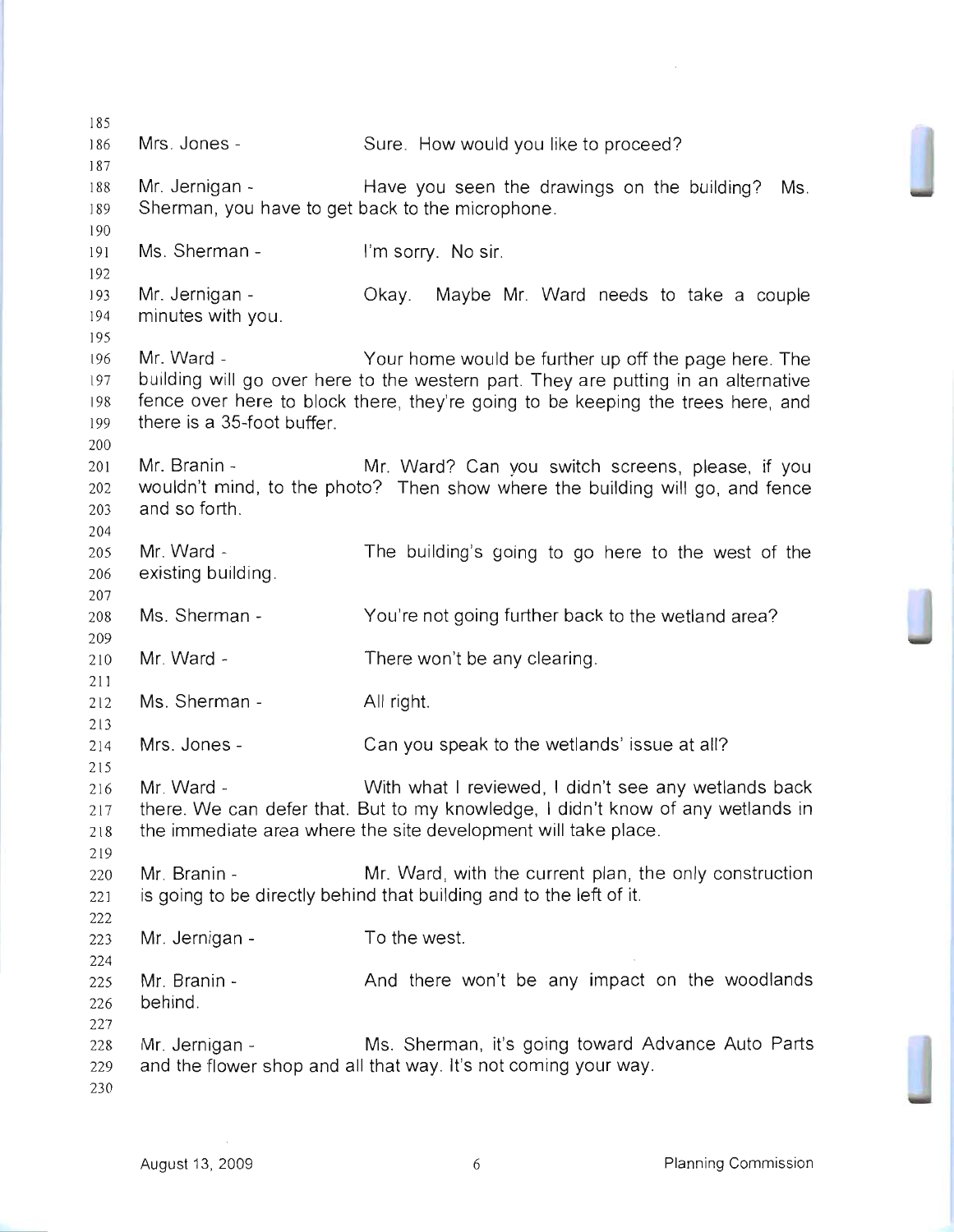Mrs. Jones - Sure. How would you like to proceed?

Mr. Jernigan - Have you seen the drawings on the building? Ms. Sherman, you have to get back to the microphone.

Ms. Sherman - I'm sorry. No sir.

Mr. Jernigan - Okay. Maybe Mr. Ward needs to take a couple minutes with you.

Mr. Ward - Your home would be further up off the page here. The building will go over here to the western part. They are putting in an alternative fence over here to block there, they're going to be keeping the trees here, and there is a 35-foot buffer.

Mr. Branin - Mr. Ward? Can you switch screens, please, if you wouldn't mind, to the photo? Then show where the building will go, and fence and so forth.

Mr. Ward - The building's going to go here to the west of the existing building.

Ms. Sherman - You're not going further back to the wetland area?

Mr. Ward - There won't be any clearing.

Ms. Sherman - All right.

Mrs. Jones - Can you speak to the wetlands' issue at all?

Mr. Ward - With what I reviewed, I didn't see any wetlands back there. We can defer that. But to my knowledge, I didn't know of any wetlands in the immediate area where the site development will take place.

Mr. Branin - Mr. Ward, with the current plan, the only construction is going to be directly behind that building and to the left of it.

Mr. Jernigan - To the west.

Mr. Branin - And there won't be any impact on the woodlands behind.

Mr. Jernigan - Ms. Sherman, it's going toward Advance Auto Parts and the flower shop and all that way. It's not coming your way.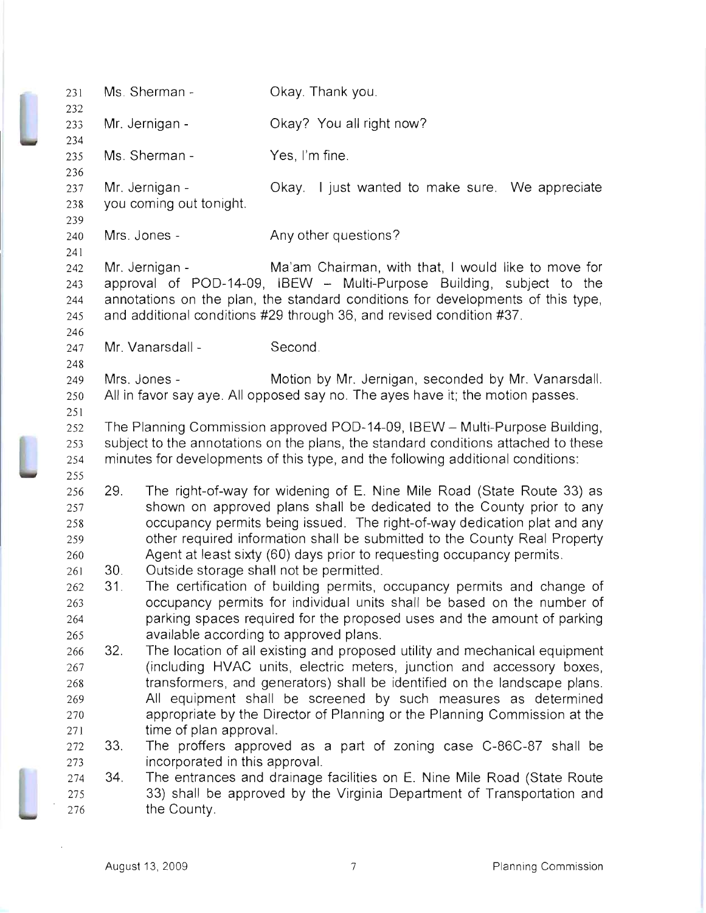Ms. Sherman - Okay. Thank you.

Mr. Jernigan - Okay? You all right now?

Ms. Sherman - Yes, I'm fine.

Mr. Jernigan - Okay. I just wanted to make sure. We appreciate you coming out tonight.

Mrs. Jones - Any other questions?

Mr. Jernigan - Ma'am Chairman, with that, I would like to move for approval of POD-14-09, IBEW – Multi-Purpose Building, subject to the annotations on the plan, the standard conditions for developments of this type, and additional conditions #29 through 36, and revised condition #37.

Mr. Vanarsdall - Second.

Mrs. Jones - Motion by Mr. Jernigan, seconded by Mr. Vanarsdall. All in favor say aye. All opposed say no. The ayes have it; the motion passes.

The Planning Commission approved POD-14-09, IBEW – Multi-Purpose Building, subject to the annotations on the plans, the standard conditions attached to these minutes for developments of this type, and the following additional conditions:

29. The right-of-way for widening of E. Nine Mile Road (State Route 33) as shown on approved plans shall be dedicated to the County prior to any occupancy permits being issued. The right-of-way dedication plat and any other required information shall be submitted to the County Real Property Agent at least sixty (60) days prior to requesting occupancy permits.
30. Outside storage shall not be permitted.
31. The certification of building permits, occupancy permits and change of occupancy permits for individual units shall be based on the number of parking spaces required for the proposed uses and the amount of parking available according to approved plans.
32. The location of all existing and proposed utility and mechanical equipment (including HVAC units, electric meters, junction and accessory boxes, transformers, and generators) shall be identified on the landscape plans. All equipment shall be screened by such measures as determined appropriate by the Director of Planning or the Planning Commission at the time of plan approval.
33. The proffers approved as a part of zoning case C-86C-87 shall be incorporated in this approval.
34. The entrances and drainage facilities on E. Nine Mile Road (State Route 33) shall be approved by the Virginia Department of Transportation and the County.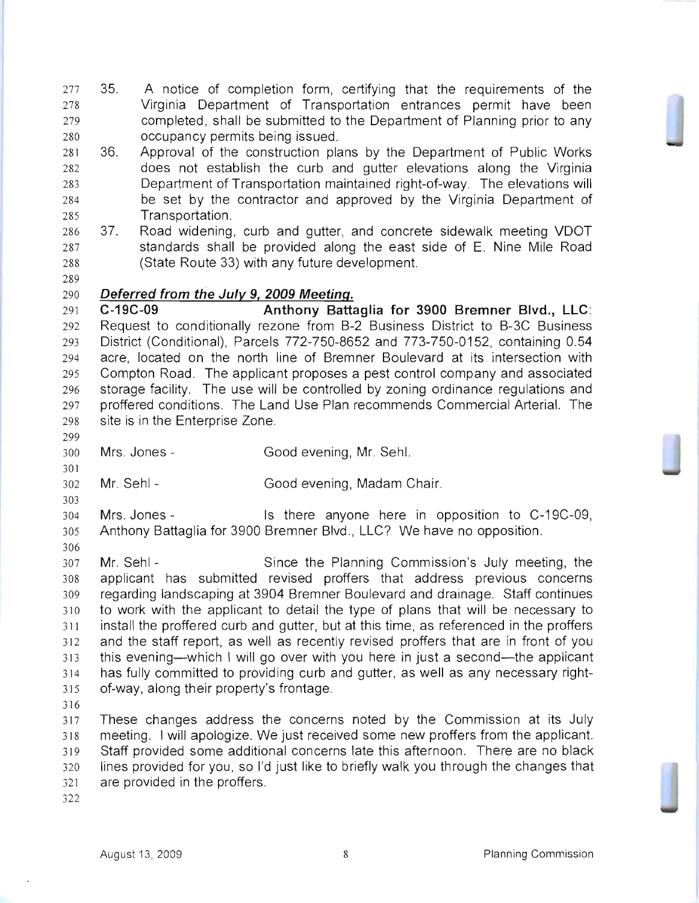35. A notice of completion form, certifying that the requirements of the Virginia Department of Transportation entrances permit have been completed, shall be submitted to the Department of Planning prior to any occupancy permits being issued.
36. Approval of the construction plans by the Department of Public Works does not establish the curb and gutter elevations along the Virginia Department of Transportation maintained right-of-way. The elevations will be set by the contractor and approved by the Virginia Department of Transportation.
37. Road widening, curb and gutter, and concrete sidewalk meeting VDOT standards shall be provided along the east side of E. Nine Mile Road (State Route 33) with any future development.

***Deferred from the July 9, 2009 Meeting.***

**C-19C-09 Anthony Battaglia for 3900 Bremner Blvd., LLC**: Request to conditionally rezone from B-2 Business District to B-3C Business District (Conditional), Parcels 772-750-8652 and 773-750-0152, containing 0.54 acre, located on the north line of Bremner Boulevard at its intersection with Compton Road. The applicant proposes a pest control company and associated storage facility. The use will be controlled by zoning ordinance regulations and proffered conditions. The Land Use Plan recommends Commercial Arterial. The site is in the Enterprise Zone.

Mrs. Jones - Good evening, Mr. Sehl.

Mr. Sehl - Good evening, Madam Chair.

Mrs. Jones - Is there anyone here in opposition to C-19C-09, Anthony Battaglia for 3900 Bremner Blvd., LLC? We have no opposition.

Mr. Sehl - Since the Planning Commission's July meeting, the applicant has submitted revised proffers that address previous concerns regarding landscaping at 3904 Bremner Boulevard and drainage. Staff continues to work with the applicant to detail the type of plans that will be necessary to install the proffered curb and gutter, but at this time, as referenced in the proffers and the staff report, as well as recently revised proffers that are in front of you this evening—which I will go over with you here in just a second—the applicant has fully committed to providing curb and gutter, as well as any necessary right-of-way, along their property's frontage.

These changes address the concerns noted by the Commission at its July meeting. I will apologize. We just received some new proffers from the applicant. Staff provided some additional concerns late this afternoon. There are no black lines provided for you, so I'd just like to briefly walk you through the changes that are provided in the proffers.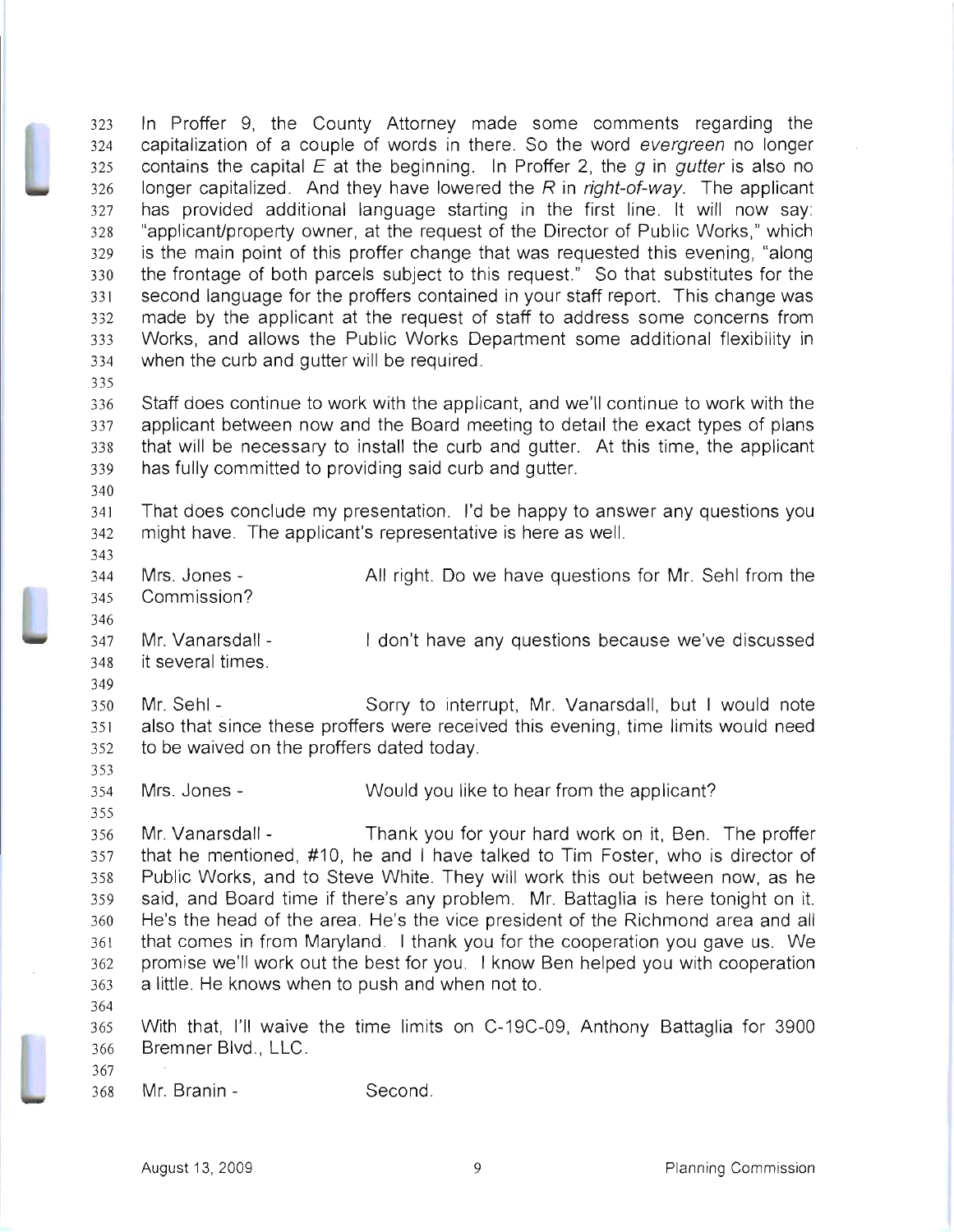In Proffer 9, the County Attorney made some comments regarding the capitalization of a couple of words in there. So the word *evergreen* no longer contains the capital *E* at the beginning. In Proffer 2, the *g* in *gutter* is also no longer capitalized. And they have lowered the *R* in *right-of-way*. The applicant has provided additional language starting in the first line. It will now say: "applicant/property owner, at the request of the Director of Public Works," which is the main point of this proffer change that was requested this evening, "along the frontage of both parcels subject to this request." So that substitutes for the second language for the proffers contained in your staff report. This change was made by the applicant at the request of staff to address some concerns from Works, and allows the Public Works Department some additional flexibility in when the curb and gutter will be required.

Staff does continue to work with the applicant, and we'll continue to work with the applicant between now and the Board meeting to detail the exact types of plans that will be necessary to install the curb and gutter. At this time, the applicant has fully committed to providing said curb and gutter.

That does conclude my presentation. I'd be happy to answer any questions you might have. The applicant's representative is here as well.

Mrs. Jones - All right. Do we have questions for Mr. Sehl from the Commission?

Mr. Vanarsdall - I don't have any questions because we've discussed it several times.

Mr. Sehl - Sorry to interrupt, Mr. Vanarsdall, but I would note also that since these proffers were received this evening, time limits would need to be waived on the proffers dated today.

Mrs. Jones - Would you like to hear from the applicant?

Mr. Vanarsdall - Thank you for your hard work on it, Ben. The proffer that he mentioned, #10, he and I have talked to Tim Foster, who is director of Public Works, and to Steve White. They will work this out between now, as he said, and Board time if there's any problem. Mr. Battaglia is here tonight on it. He's the head of the area. He's the vice president of the Richmond area and all that comes in from Maryland. I thank you for the cooperation you gave us. We promise we'll work out the best for you. I know Ben helped you with cooperation a little. He knows when to push and when not to.

With that, I'll waive the time limits on C-19C-09, Anthony Battaglia for 3900 Bremner Blvd., LLC.

Mr. Branin - Second.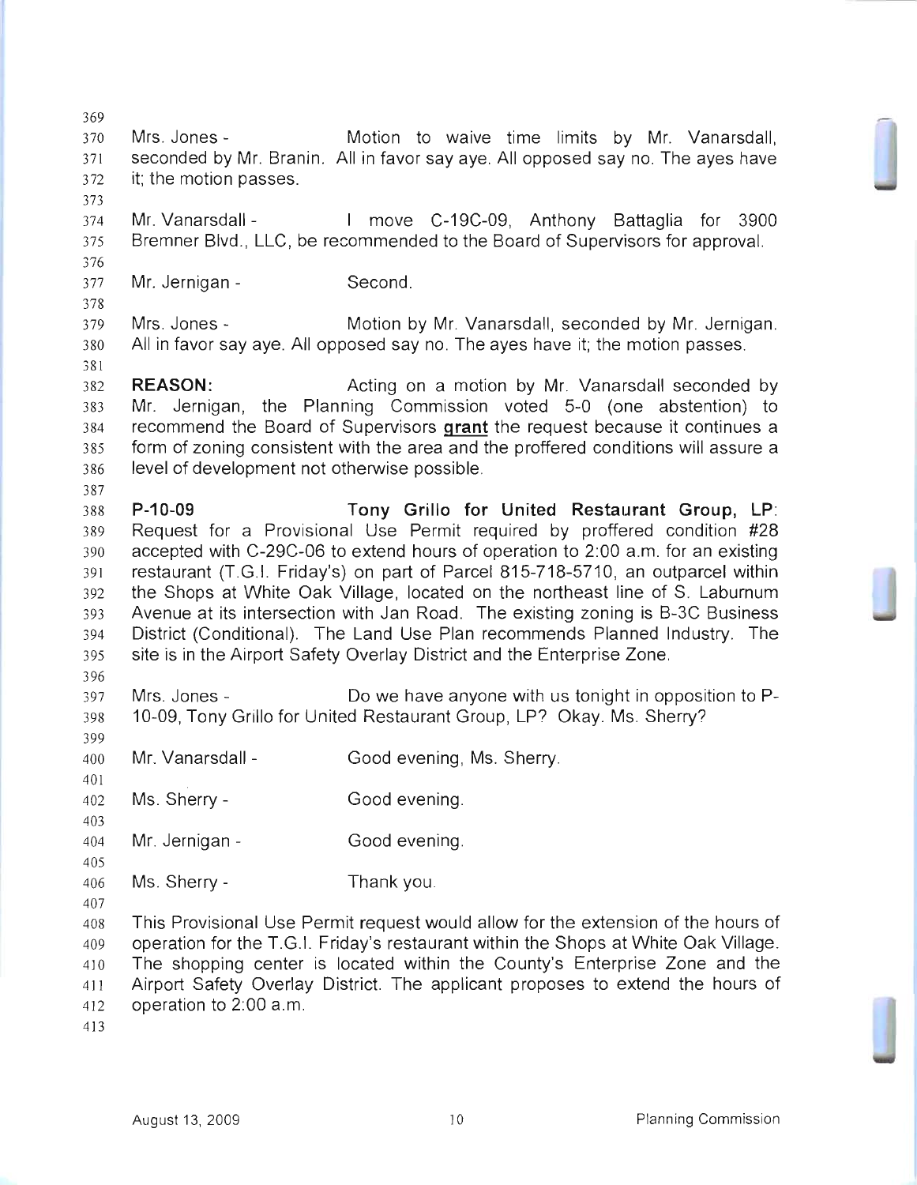Mrs. Jones - Motion to waive time limits by Mr. Vanarsdall, seconded by Mr. Branin. All in favor say aye. All opposed say no. The ayes have it; the motion passes.

Mr. Vanarsdall - I move C-19C-09, Anthony Battaglia for 3900 Bremner Blvd., LLC, be recommended to the Board of Supervisors for approval.

Mr. Jernigan - Second.

Mrs. Jones - Motion by Mr. Vanarsdall, seconded by Mr. Jernigan. All in favor say aye. All opposed say no. The ayes have it; the motion passes.

**REASON:** Acting on a motion by Mr. Vanarsdall seconded by Mr. Jernigan, the Planning Commission voted 5-0 (one abstention) to recommend the Board of Supervisors **grant** the request because it continues a form of zoning consistent with the area and the proffered conditions will assure a level of development not otherwise possible.

**P-10-09 Tony Grillo for United Restaurant Group, LP**: Request for a Provisional Use Permit required by proffered condition #28 accepted with C-29C-06 to extend hours of operation to 2:00 a.m. for an existing restaurant (T.G.I. Friday's) on part of Parcel 815-718-5710, an outparcel within the Shops at White Oak Village, located on the northeast line of S. Laburnum Avenue at its intersection with Jan Road. The existing zoning is B-3C Business District (Conditional). The Land Use Plan recommends Planned Industry. The site is in the Airport Safety Overlay District and the Enterprise Zone.

Mrs. Jones - Do we have anyone with us tonight in opposition to P-10-09, Tony Grillo for United Restaurant Group, LP? Okay. Ms. Sherry?

Mr. Vanarsdall - Good evening, Ms. Sherry.

Ms. Sherry - Good evening.

Mr. Jernigan - Good evening.

Ms. Sherry - Thank you.

This Provisional Use Permit request would allow for the extension of the hours of operation for the T.G.I. Friday's restaurant within the Shops at White Oak Village. The shopping center is located within the County's Enterprise Zone and the Airport Safety Overlay District. The applicant proposes to extend the hours of operation to 2:00 a.m.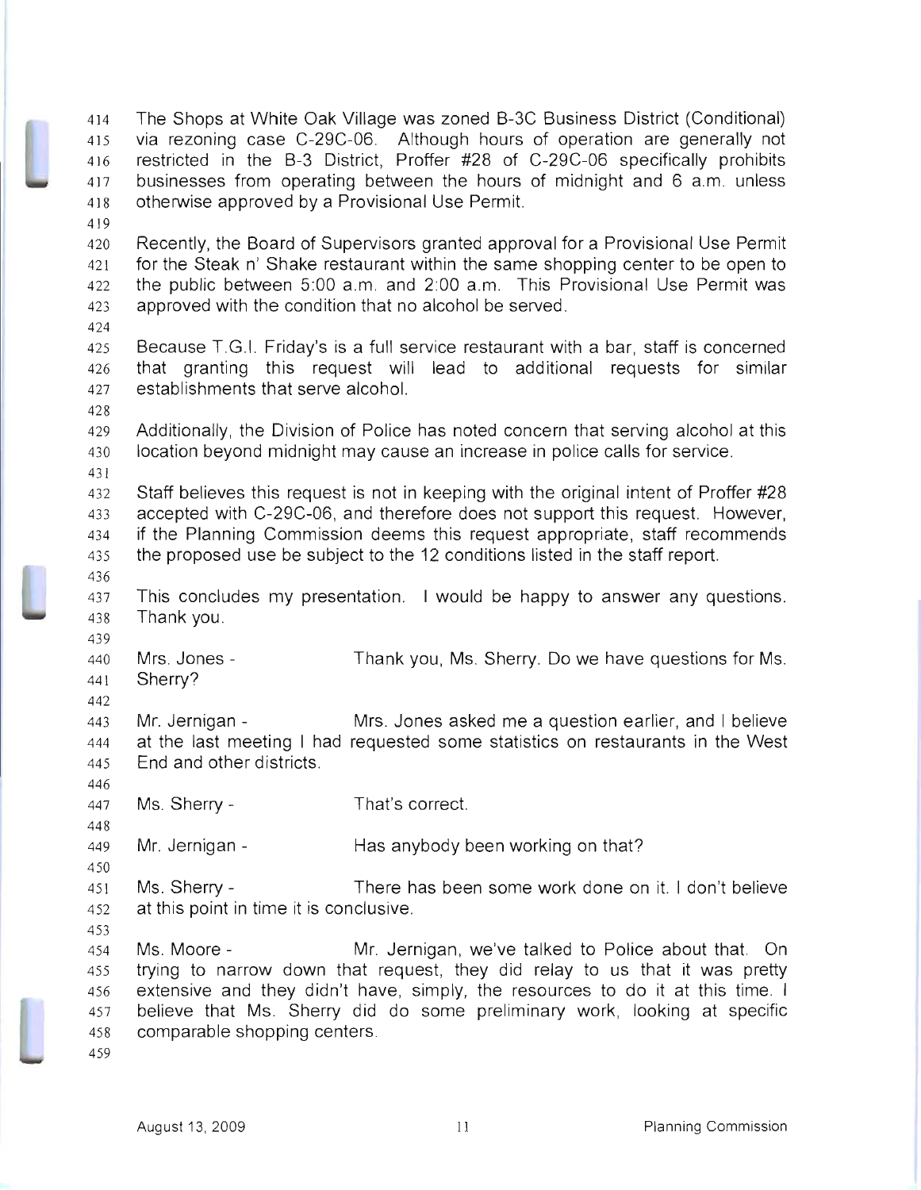The Shops at White Oak Village was zoned B-3C Business District (Conditional) via rezoning case C-29C-06. Although hours of operation are generally not restricted in the B-3 District, Proffer #28 of C-29C-06 specifically prohibits businesses from operating between the hours of midnight and 6 a.m. unless otherwise approved by a Provisional Use Permit.

Recently, the Board of Supervisors granted approval for a Provisional Use Permit for the Steak n' Shake restaurant within the same shopping center to be open to the public between 5:00 a.m. and 2:00 a.m. This Provisional Use Permit was approved with the condition that no alcohol be served.

Because T.G.I. Friday's is a full service restaurant with a bar, staff is concerned that granting this request will lead to additional requests for similar establishments that serve alcohol.

Additionally, the Division of Police has noted concern that serving alcohol at this location beyond midnight may cause an increase in police calls for service.

Staff believes this request is not in keeping with the original intent of Proffer #28 accepted with C-29C-06, and therefore does not support this request. However, if the Planning Commission deems this request appropriate, staff recommends the proposed use be subject to the 12 conditions listed in the staff report.

This concludes my presentation. I would be happy to answer any questions. Thank you.

Mrs. Jones - Thank you, Ms. Sherry. Do we have questions for Ms. Sherry?

Mr. Jernigan - Mrs. Jones asked me a question earlier, and I believe at the last meeting I had requested some statistics on restaurants in the West End and other districts.

Ms. Sherry - That's correct.

Mr. Jernigan - Has anybody been working on that?

Ms. Sherry - There has been some work done on it. I don't believe at this point in time it is conclusive.

Ms. Moore - Mr. Jernigan, we've talked to Police about that. On trying to narrow down that request, they did relay to us that it was pretty extensive and they didn't have, simply, the resources to do it at this time. I believe that Ms. Sherry did do some preliminary work, looking at specific comparable shopping centers.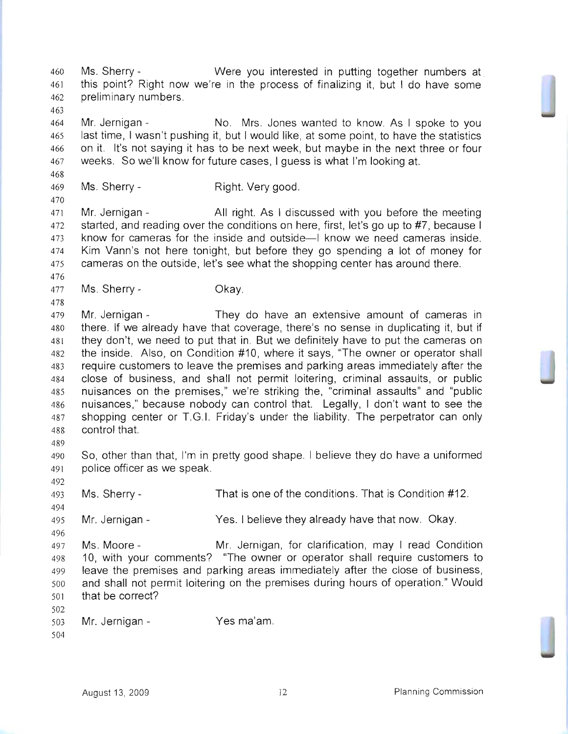Ms. Sherry - Were you interested in putting together numbers at this point? Right now we're in the process of finalizing it, but I do have some preliminary numbers.

Mr. Jernigan - No. Mrs. Jones wanted to know. As I spoke to you last time, I wasn't pushing it, but I would like, at some point, to have the statistics on it. It's not saying it has to be next week, but maybe in the next three or four weeks. So we'll know for future cases, I guess is what I'm looking at.

Ms. Sherry - Right. Very good.

Mr. Jernigan - All right. As I discussed with you before the meeting started, and reading over the conditions on here, first, let's go up to #7, because I know for cameras for the inside and outside—I know we need cameras inside. Kim Vann's not here tonight, but before they go spending a lot of money for cameras on the outside, let's see what the shopping center has around there.

Ms. Sherry - Okay.

Mr. Jernigan - They do have an extensive amount of cameras in there. If we already have that coverage, there's no sense in duplicating it, but if they don't, we need to put that in. But we definitely have to put the cameras on the inside. Also, on Condition #10, where it says, "The owner or operator shall require customers to leave the premises and parking areas immediately after the close of business, and shall not permit loitering, criminal assaults, or public nuisances on the premises," we're striking the, "criminal assaults" and "public nuisances," because nobody can control that. Legally, I don't want to see the shopping center or T.G.I. Friday's under the liability. The perpetrator can only control that.

So, other than that, I'm in pretty good shape. I believe they do have a uniformed police officer as we speak.

Ms. Sherry - That is one of the conditions. That is Condition #12.

Mr. Jernigan - Yes. I believe they already have that now. Okay.

Ms. Moore - Mr. Jernigan, for clarification, may I read Condition 10, with your comments? "The owner or operator shall require customers to leave the premises and parking areas immediately after the close of business, and shall not permit loitering on the premises during hours of operation." Would that be correct?

Mr. Jernigan - Yes ma'am.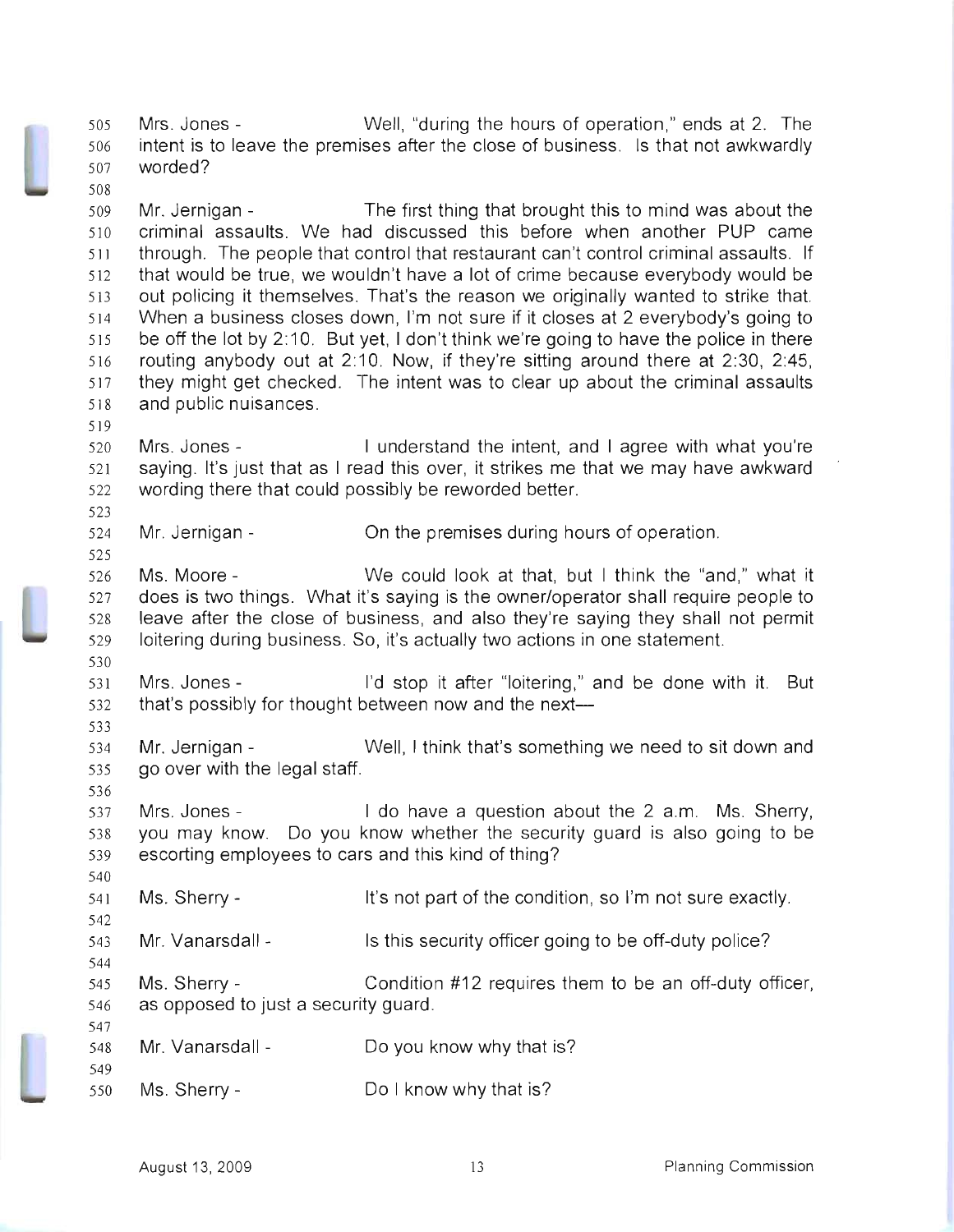Mrs. Jones - Well, "during the hours of operation," ends at 2. The intent is to leave the premises after the close of business. Is that not awkwardly worded?

Mr. Jernigan - The first thing that brought this to mind was about the criminal assaults. We had discussed this before when another PUP came through. The people that control that restaurant can't control criminal assaults. If that would be true, we wouldn't have a lot of crime because everybody would be out policing it themselves. That's the reason we originally wanted to strike that. When a business closes down, I'm not sure if it closes at 2 everybody's going to be off the lot by 2:10. But yet, I don't think we're going to have the police in there routing anybody out at 2:10. Now, if they're sitting around there at 2:30, 2:45, they might get checked. The intent was to clear up about the criminal assaults and public nuisances.

Mrs. Jones - I understand the intent, and I agree with what you're saying. It's just that as I read this over, it strikes me that we may have awkward wording there that could possibly be reworded better.

Mr. Jernigan - On the premises during hours of operation.

Ms. Moore - We could look at that, but I think the "and," what it does is two things. What it's saying is the owner/operator shall require people to leave after the close of business, and also they're saying they shall not permit loitering during business. So, it's actually two actions in one statement.

Mrs. Jones - I'd stop it after "loitering," and be done with it. But that's possibly for thought between now and the next—

Mr. Jernigan - Well, I think that's something we need to sit down and go over with the legal staff.

Mrs. Jones - I do have a question about the 2 a.m. Ms. Sherry, you may know. Do you know whether the security guard is also going to be escorting employees to cars and this kind of thing?

Ms. Sherry - It's not part of the condition, so I'm not sure exactly.

Mr. Vanarsdall - Is this security officer going to be off-duty police?

Ms. Sherry - Condition #12 requires them to be an off-duty officer, as opposed to just a security guard.

Mr. Vanarsdall - Do you know why that is?

Ms. Sherry - Do I know why that is?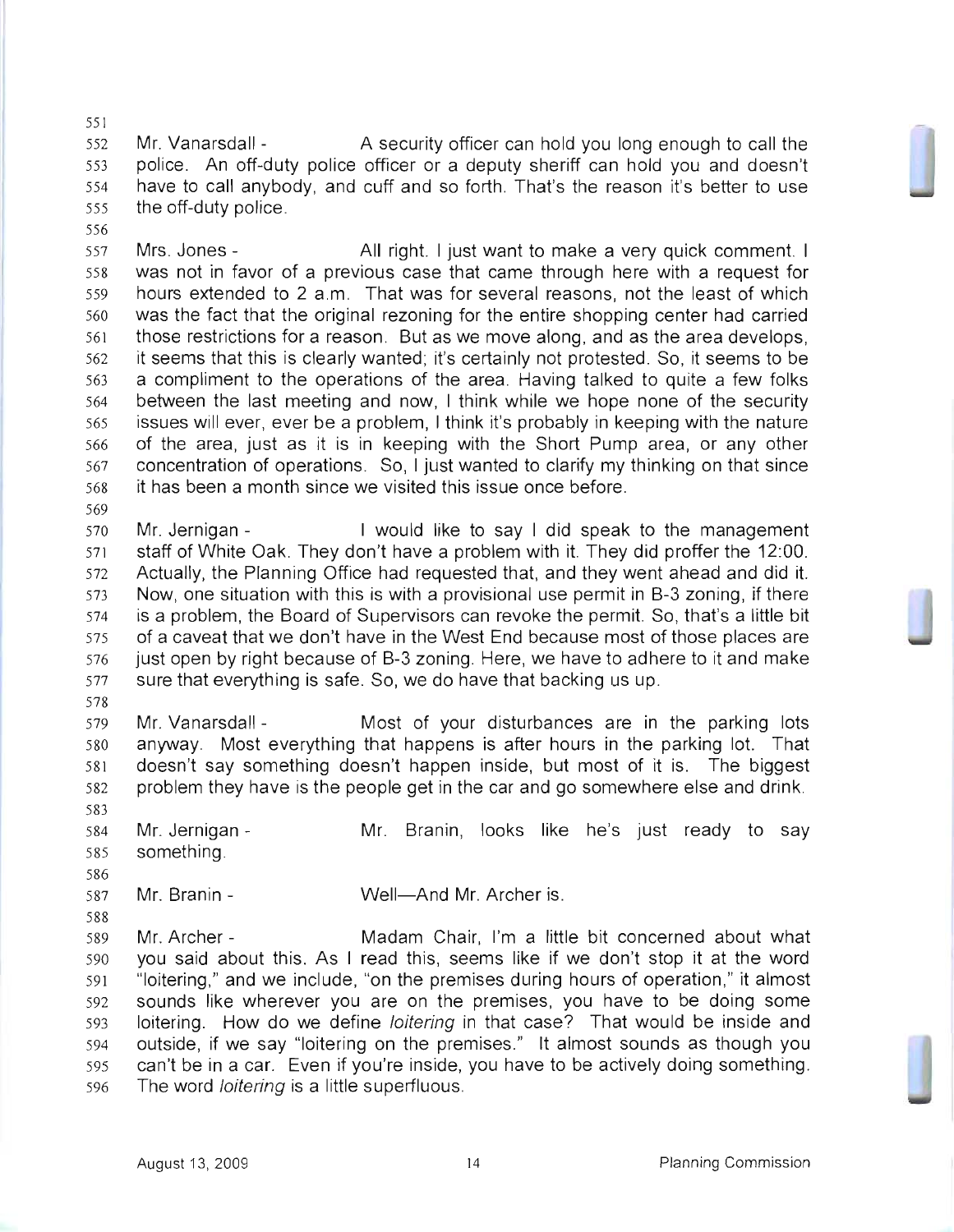Mr. Vanarsdall - A security officer can hold you long enough to call the police. An off-duty police officer or a deputy sheriff can hold you and doesn't have to call anybody, and cuff and so forth. That's the reason it's better to use the off-duty police.

Mrs. Jones - All right. I just want to make a very quick comment. I was not in favor of a previous case that came through here with a request for hours extended to 2 a.m. That was for several reasons, not the least of which was the fact that the original rezoning for the entire shopping center had carried those restrictions for a reason. But as we move along, and as the area develops, it seems that this is clearly wanted; it's certainly not protested. So, it seems to be a compliment to the operations of the area. Having talked to quite a few folks between the last meeting and now, I think while we hope none of the security issues will ever, ever be a problem, I think it's probably in keeping with the nature of the area, just as it is in keeping with the Short Pump area, or any other concentration of operations. So, I just wanted to clarify my thinking on that since it has been a month since we visited this issue once before.

Mr. Jernigan - I would like to say I did speak to the management staff of White Oak. They don't have a problem with it. They did proffer the 12:00. Actually, the Planning Office had requested that, and they went ahead and did it. Now, one situation with this is with a provisional use permit in B-3 zoning, if there is a problem, the Board of Supervisors can revoke the permit. So, that's a little bit of a caveat that we don't have in the West End because most of those places are just open by right because of B-3 zoning. Here, we have to adhere to it and make sure that everything is safe. So, we do have that backing us up.

Mr. Vanarsdall - Most of your disturbances are in the parking lots anyway. Most everything that happens is after hours in the parking lot. That doesn't say something doesn't happen inside, but most of it is. The biggest problem they have is the people get in the car and go somewhere else and drink.

Mr. Jernigan - Mr. Branin, looks like he's just ready to say something.

Mr. Branin - Well—And Mr. Archer is.

Mr. Archer - Madam Chair, I'm a little bit concerned about what you said about this. As I read this, seems like if we don't stop it at the word "loitering," and we include, "on the premises during hours of operation," it almost sounds like wherever you are on the premises, you have to be doing some loitering. How do we define *loitering* in that case? That would be inside and outside, if we say "loitering on the premises." It almost sounds as though you can't be in a car. Even if you're inside, you have to be actively doing something. The word *loitering* is a little superfluous.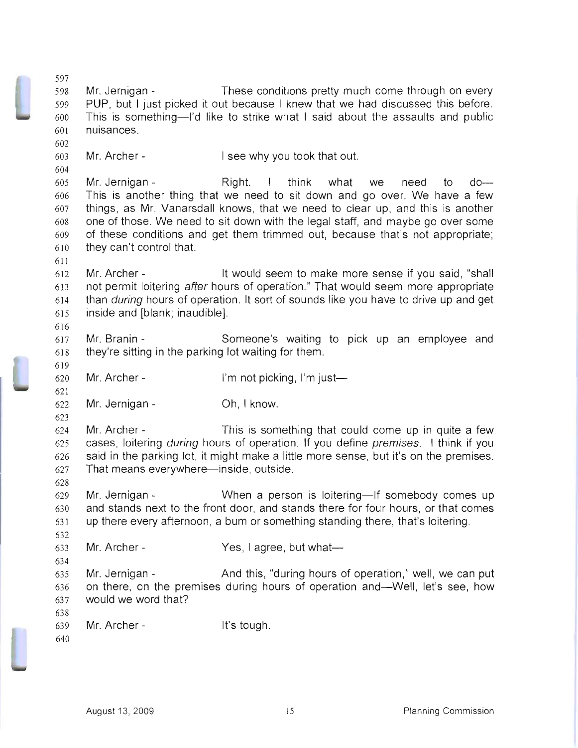Mr. Jernigan - These conditions pretty much come through on every PUP, but I just picked it out because I knew that we had discussed this before. This is something—I'd like to strike what I said about the assaults and public nuisances.

Mr. Archer - I see why you took that out.

Mr. Jernigan - Right. I think what we need to do— This is another thing that we need to sit down and go over. We have a few things, as Mr. Vanarsdall knows, that we need to clear up, and this is another one of those. We need to sit down with the legal staff, and maybe go over some of these conditions and get them trimmed out, because that's not appropriate; they can't control that.

Mr. Archer - It would seem to make more sense if you said, "shall not permit loitering *after* hours of operation." That would seem more appropriate than *during* hours of operation. It sort of sounds like you have to drive up and get inside and [blank; inaudible].

Mr. Branin - Someone's waiting to pick up an employee and they're sitting in the parking lot waiting for them.

Mr. Archer - I'm not picking, I'm just—

Mr. Jernigan - Oh, I know.

Mr. Archer - This is something that could come up in quite a few cases, loitering *during* hours of operation. If you define *premises*. I think if you said in the parking lot, it might make a little more sense, but it's on the premises. That means everywhere—inside, outside.

Mr. Jernigan - When a person is loitering—If somebody comes up and stands next to the front door, and stands there for four hours, or that comes up there every afternoon, a bum or something standing there, that's loitering.

Mr. Archer - Yes, I agree, but what—

Mr. Jernigan - And this, "during hours of operation," well, we can put on there, on the premises during hours of operation and—Well, let's see, how would we word that?

Mr. Archer - It's tough.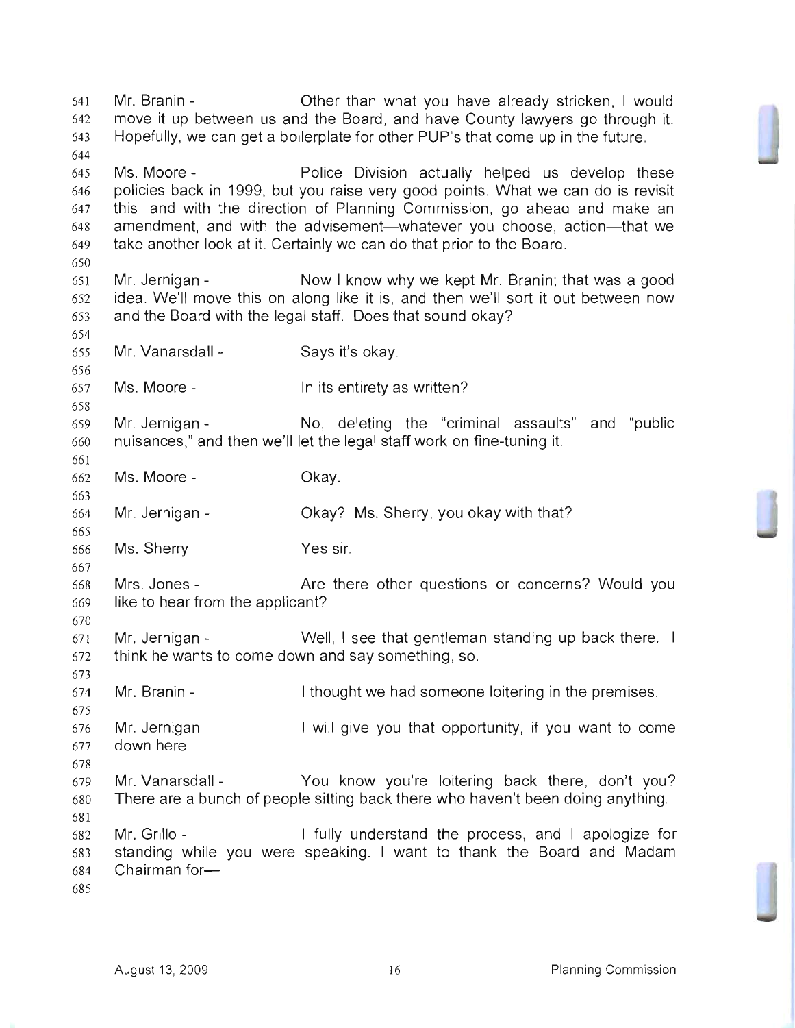Mr. Branin - Other than what you have already stricken, I would move it up between us and the Board, and have County lawyers go through it. Hopefully, we can get a boilerplate for other PUP's that come up in the future.

Ms. Moore - Police Division actually helped us develop these policies back in 1999, but you raise very good points. What we can do is revisit this, and with the direction of Planning Commission, go ahead and make an amendment, and with the advisement—whatever you choose, action—that we take another look at it. Certainly we can do that prior to the Board.

Mr. Jernigan - Now I know why we kept Mr. Branin; that was a good idea. We'll move this on along like it is, and then we'll sort it out between now and the Board with the legal staff. Does that sound okay?

Mr. Vanarsdall - Says it's okay.

Ms. Moore - In its entirety as written?

Mr. Jernigan - No, deleting the "criminal assaults" and "public nuisances," and then we'll let the legal staff work on fine-tuning it.

Ms. Moore - Okay.

Mr. Jernigan - Okay? Ms. Sherry, you okay with that?

Ms. Sherry - Yes sir.

Mrs. Jones - Are there other questions or concerns? Would you like to hear from the applicant?

Mr. Jernigan - Well, I see that gentleman standing up back there. I think he wants to come down and say something, so.

Mr. Branin - I thought we had someone loitering in the premises.

Mr. Jernigan - I will give you that opportunity, if you want to come down here.

Mr. Vanarsdall - You know you're loitering back there, don't you? There are a bunch of people sitting back there who haven't been doing anything.

Mr. Grillo - I fully understand the process, and I apologize for standing while you were speaking. I want to thank the Board and Madam Chairman for—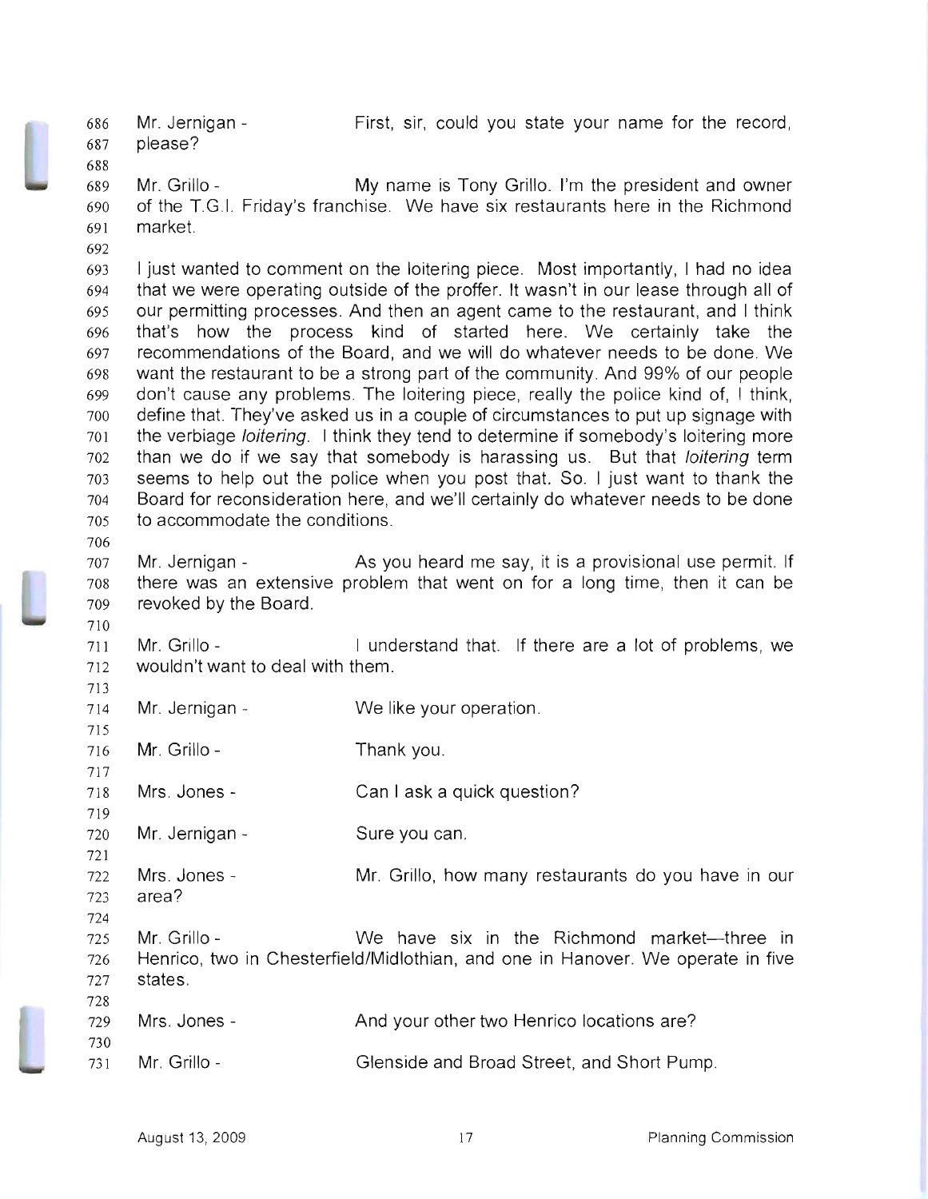Mr. Jernigan - First, sir, could you state your name for the record, please?

Mr. Grillo - My name is Tony Grillo. I'm the president and owner of the T.G.I. Friday's franchise. We have six restaurants here in the Richmond market.

I just wanted to comment on the loitering piece. Most importantly, I had no idea that we were operating outside of the proffer. It wasn't in our lease through all of our permitting processes. And then an agent came to the restaurant, and I think that's how the process kind of started here. We certainly take the recommendations of the Board, and we will do whatever needs to be done. We want the restaurant to be a strong part of the community. And 99% of our people don't cause any problems. The loitering piece, really the police kind of, I think, define that. They've asked us in a couple of circumstances to put up signage with the verbiage *loitering*. I think they tend to determine if somebody's loitering more than we do if we say that somebody is harassing us. But that *loitering* term seems to help out the police when you post that. So. I just want to thank the Board for reconsideration here, and we'll certainly do whatever needs to be done to accommodate the conditions.

Mr. Jernigan - As you heard me say, it is a provisional use permit. If there was an extensive problem that went on for a long time, then it can be revoked by the Board.

Mr. Grillo - I understand that. If there are a lot of problems, we wouldn't want to deal with them.

Mr. Jernigan - We like your operation.

Mr. Grillo - Thank you.

Mrs. Jones - Can I ask a quick question?

Mr. Jernigan - Sure you can.

Mrs. Jones - Mr. Grillo, how many restaurants do you have in our area?

Mr. Grillo - We have six in the Richmond market—three in Henrico, two in Chesterfield/Midlothian, and one in Hanover. We operate in five states.

Mrs. Jones - And your other two Henrico locations are?

Mr. Grillo - Glenside and Broad Street, and Short Pump.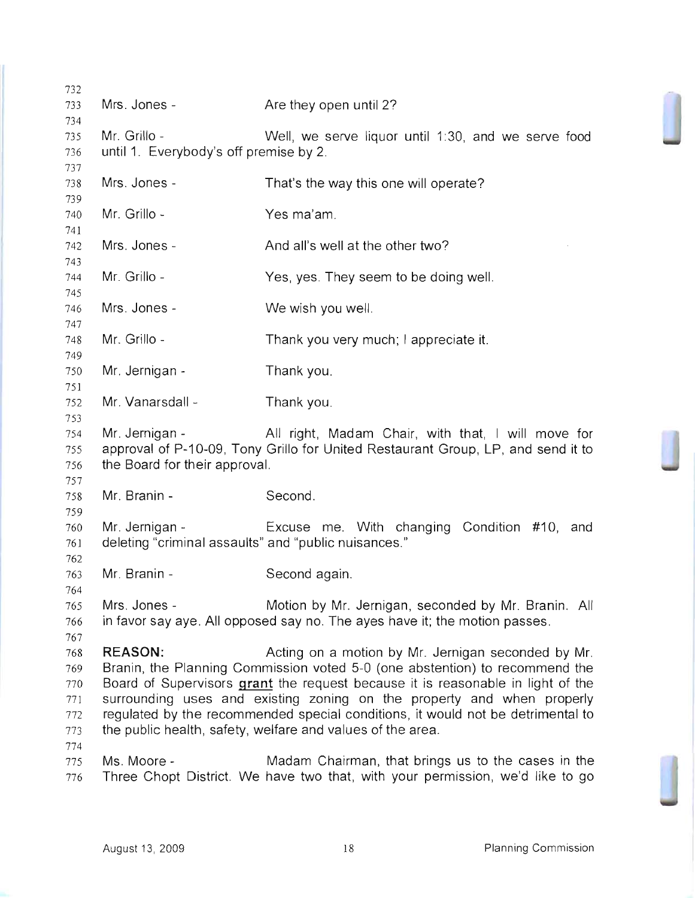Mrs. Jones - Are they open until 2?

Mr. Grillo - Well, we serve liquor until 1:30, and we serve food until 1. Everybody's off premise by 2.

Mrs. Jones - That's the way this one will operate?

Mr. Grillo - Yes ma'am.

Mrs. Jones - And all's well at the other two?

Mr. Grillo - Yes, yes. They seem to be doing well.

Mrs. Jones - We wish you well.

Mr. Grillo - Thank you very much; I appreciate it.

Mr. Jernigan - Thank you.

Mr. Vanarsdall - Thank you.

Mr. Jernigan - All right, Madam Chair, with that, I will move for approval of P-10-09, Tony Grillo for United Restaurant Group, LP, and send it to the Board for their approval.

Mr. Branin - Second.

Mr. Jernigan - Excuse me. With changing Condition #10, and deleting "criminal assaults" and "public nuisances."

Mr. Branin - Second again.

Mrs. Jones - Motion by Mr. Jernigan, seconded by Mr. Branin. All in favor say aye. All opposed say no. The ayes have it; the motion passes.

**REASON:** Acting on a motion by Mr. Jernigan seconded by Mr. Branin, the Planning Commission voted 5-0 (one abstention) to recommend the Board of Supervisors **grant** the request because it is reasonable in light of the surrounding uses and existing zoning on the property and when properly regulated by the recommended special conditions, it would not be detrimental to the public health, safety, welfare and values of the area.

Ms. Moore - Madam Chairman, that brings us to the cases in the Three Chopt District. We have two that, with your permission, we'd like to go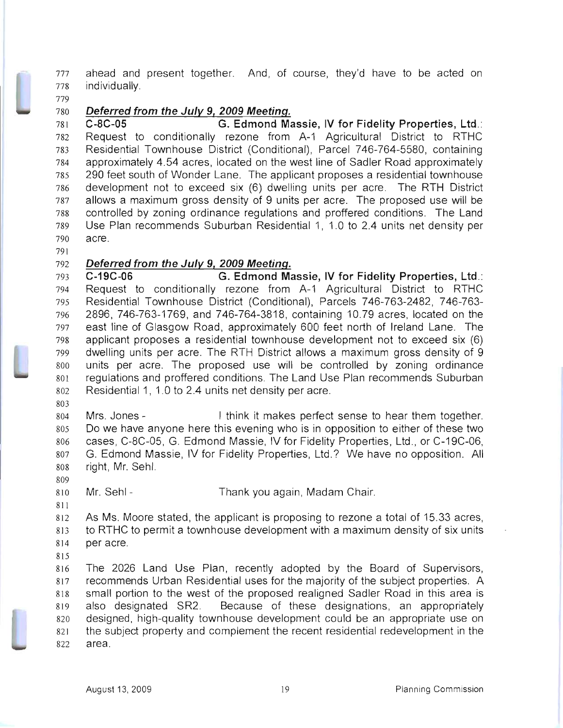ahead and present together. And, of course, they'd have to be acted on individually.

***Deferred from the July 9, 2009 Meeting.***

**C-8C-05 G. Edmond Massie, IV for Fidelity Properties, Ltd.**: Request to conditionally rezone from A-1 Agricultural District to RTHC Residential Townhouse District (Conditional), Parcel 746-764-5580, containing approximately 4.54 acres, located on the west line of Sadler Road approximately 290 feet south of Wonder Lane. The applicant proposes a residential townhouse development not to exceed six (6) dwelling units per acre. The RTH District allows a maximum gross density of 9 units per acre. The proposed use will be controlled by zoning ordinance regulations and proffered conditions. The Land Use Plan recommends Suburban Residential 1, 1.0 to 2.4 units net density per acre.

***Deferred from the July 9, 2009 Meeting.***

**C-19C-06 G. Edmond Massie, IV for Fidelity Properties, Ltd.**: Request to conditionally rezone from A-1 Agricultural District to RTHC Residential Townhouse District (Conditional), Parcels 746-763-2482, 746-763-2896, 746-763-1769, and 746-764-3818, containing 10.79 acres, located on the east line of Glasgow Road, approximately 600 feet north of Ireland Lane. The applicant proposes a residential townhouse development not to exceed six (6) dwelling units per acre. The RTH District allows a maximum gross density of 9 units per acre. The proposed use will be controlled by zoning ordinance regulations and proffered conditions. The Land Use Plan recommends Suburban Residential 1, 1.0 to 2.4 units net density per acre.

Mrs. Jones - I think it makes perfect sense to hear them together. Do we have anyone here this evening who is in opposition to either of these two cases, C-8C-05, G. Edmond Massie, IV for Fidelity Properties, Ltd., or C-19C-06, G. Edmond Massie, IV for Fidelity Properties, Ltd.? We have no opposition. All right, Mr. Sehl.

Mr. Sehl - Thank you again, Madam Chair.

As Ms. Moore stated, the applicant is proposing to rezone a total of 15.33 acres, to RTHC to permit a townhouse development with a maximum density of six units per acre.

The 2026 Land Use Plan, recently adopted by the Board of Supervisors, recommends Urban Residential uses for the majority of the subject properties. A small portion to the west of the proposed realigned Sadler Road in this area is also designated SR2. Because of these designations, an appropriately designed, high-quality townhouse development could be an appropriate use on the subject property and complement the recent residential redevelopment in the area.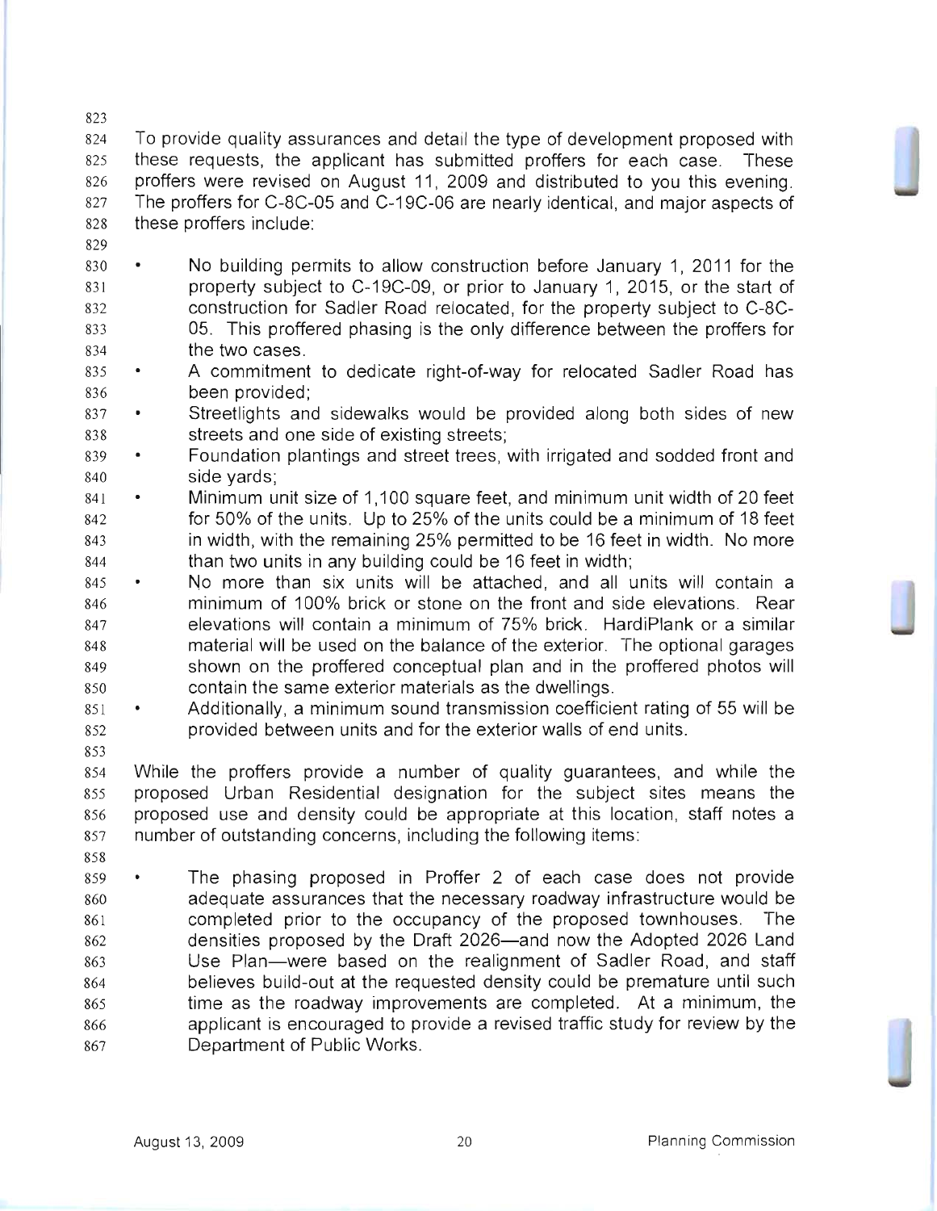To provide quality assurances and detail the type of development proposed with these requests, the applicant has submitted proffers for each case. These proffers were revised on August 11, 2009 and distributed to you this evening. The proffers for C-8C-05 and C-19C-06 are nearly identical, and major aspects of these proffers include:

- No building permits to allow construction before January 1, 2011 for the property subject to C-19C-09, or prior to January 1, 2015, or the start of construction for Sadler Road relocated, for the property subject to C-8C-05. This proffered phasing is the only difference between the proffers for the two cases.
- A commitment to dedicate right-of-way for relocated Sadler Road has been provided;
- Streetlights and sidewalks would be provided along both sides of new streets and one side of existing streets;
- Foundation plantings and street trees, with irrigated and sodded front and side yards;
- Minimum unit size of 1,100 square feet, and minimum unit width of 20 feet for 50% of the units. Up to 25% of the units could be a minimum of 18 feet in width, with the remaining 25% permitted to be 16 feet in width. No more than two units in any building could be 16 feet in width;
- No more than six units will be attached, and all units will contain a minimum of 100% brick or stone on the front and side elevations. Rear elevations will contain a minimum of 75% brick. HardiPlank or a similar material will be used on the balance of the exterior. The optional garages shown on the proffered conceptual plan and in the proffered photos will contain the same exterior materials as the dwellings.
- Additionally, a minimum sound transmission coefficient rating of 55 will be provided between units and for the exterior walls of end units.

While the proffers provide a number of quality guarantees, and while the proposed Urban Residential designation for the subject sites means the proposed use and density could be appropriate at this location, staff notes a number of outstanding concerns, including the following items:

- The phasing proposed in Proffer 2 of each case does not provide adequate assurances that the necessary roadway infrastructure would be completed prior to the occupancy of the proposed townhouses. The densities proposed by the Draft 2026—and now the Adopted 2026 Land Use Plan—were based on the realignment of Sadler Road, and staff believes build-out at the requested density could be premature until such time as the roadway improvements are completed. At a minimum, the applicant is encouraged to provide a revised traffic study for review by the Department of Public Works.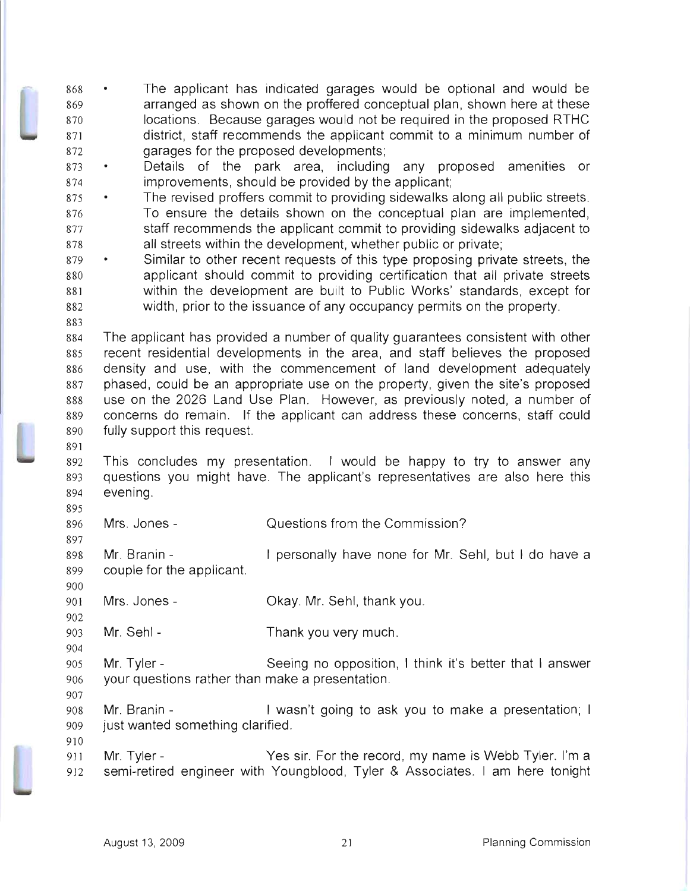- The applicant has indicated garages would be optional and would be arranged as shown on the proffered conceptual plan, shown here at these locations. Because garages would not be required in the proposed RTHC district, staff recommends the applicant commit to a minimum number of garages for the proposed developments;
- Details of the park area, including any proposed amenities or improvements, should be provided by the applicant;
- The revised proffers commit to providing sidewalks along all public streets. To ensure the details shown on the conceptual plan are implemented, staff recommends the applicant commit to providing sidewalks adjacent to all streets within the development, whether public or private;
- Similar to other recent requests of this type proposing private streets, the applicant should commit to providing certification that all private streets within the development are built to Public Works' standards, except for width, prior to the issuance of any occupancy permits on the property.

The applicant has provided a number of quality guarantees consistent with other recent residential developments in the area, and staff believes the proposed density and use, with the commencement of land development adequately phased, could be an appropriate use on the property, given the site's proposed use on the 2026 Land Use Plan. However, as previously noted, a number of concerns do remain. If the applicant can address these concerns, staff could fully support this request.

This concludes my presentation. I would be happy to try to answer any questions you might have. The applicant's representatives are also here this evening.

Mrs. Jones - Questions from the Commission?

Mr. Branin - I personally have none for Mr. Sehl, but I do have a couple for the applicant.

Mrs. Jones - Okay. Mr. Sehl, thank you.

Mr. Sehl - Thank you very much.

Mr. Tyler - Seeing no opposition, I think it's better that I answer your questions rather than make a presentation.

Mr. Branin - I wasn't going to ask you to make a presentation; I just wanted something clarified.

Mr. Tyler - Yes sir. For the record, my name is Webb Tyler. I'm a semi-retired engineer with Youngblood, Tyler & Associates. I am here tonight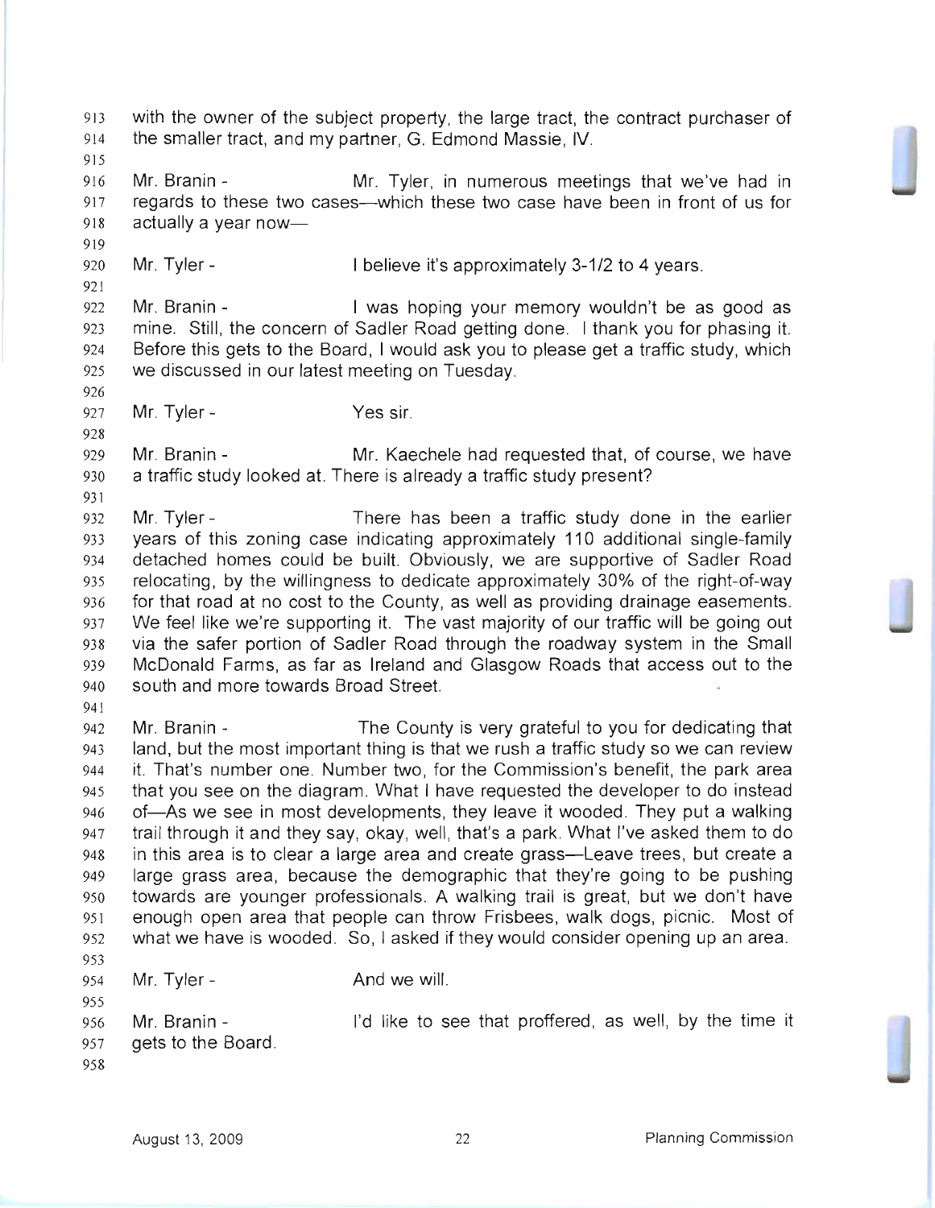with the owner of the subject property, the large tract, the contract purchaser of the smaller tract, and my partner, G. Edmond Massie, IV.

Mr. Branin - Mr. Tyler, in numerous meetings that we've had in regards to these two cases—which these two case have been in front of us for actually a year now—

Mr. Tyler - I believe it's approximately 3-1/2 to 4 years.

Mr. Branin - I was hoping your memory wouldn't be as good as mine. Still, the concern of Sadler Road getting done. I thank you for phasing it. Before this gets to the Board, I would ask you to please get a traffic study, which we discussed in our latest meeting on Tuesday.

Mr. Tyler - Yes sir.

Mr. Branin - Mr. Kaechele had requested that, of course, we have a traffic study looked at. There is already a traffic study present?

Mr. Tyler - There has been a traffic study done in the earlier years of this zoning case indicating approximately 110 additional single-family detached homes could be built. Obviously, we are supportive of Sadler Road relocating, by the willingness to dedicate approximately 30% of the right-of-way for that road at no cost to the County, as well as providing drainage easements. We feel like we're supporting it. The vast majority of our traffic will be going out via the safer portion of Sadler Road through the roadway system in the Small McDonald Farms, as far as Ireland and Glasgow Roads that access out to the south and more towards Broad Street.

Mr. Branin - The County is very grateful to you for dedicating that land, but the most important thing is that we rush a traffic study so we can review it. That's number one. Number two, for the Commission's benefit, the park area that you see on the diagram. What I have requested the developer to do instead of—As we see in most developments, they leave it wooded. They put a walking trail through it and they say, okay, well, that's a park. What I've asked them to do in this area is to clear a large area and create grass—Leave trees, but create a large grass area, because the demographic that they're going to be pushing towards are younger professionals. A walking trail is great, but we don't have enough open area that people can throw Frisbees, walk dogs, picnic. Most of what we have is wooded. So, I asked if they would consider opening up an area.

Mr. Tyler - And we will.

Mr. Branin - I'd like to see that proffered, as well, by the time it gets to the Board.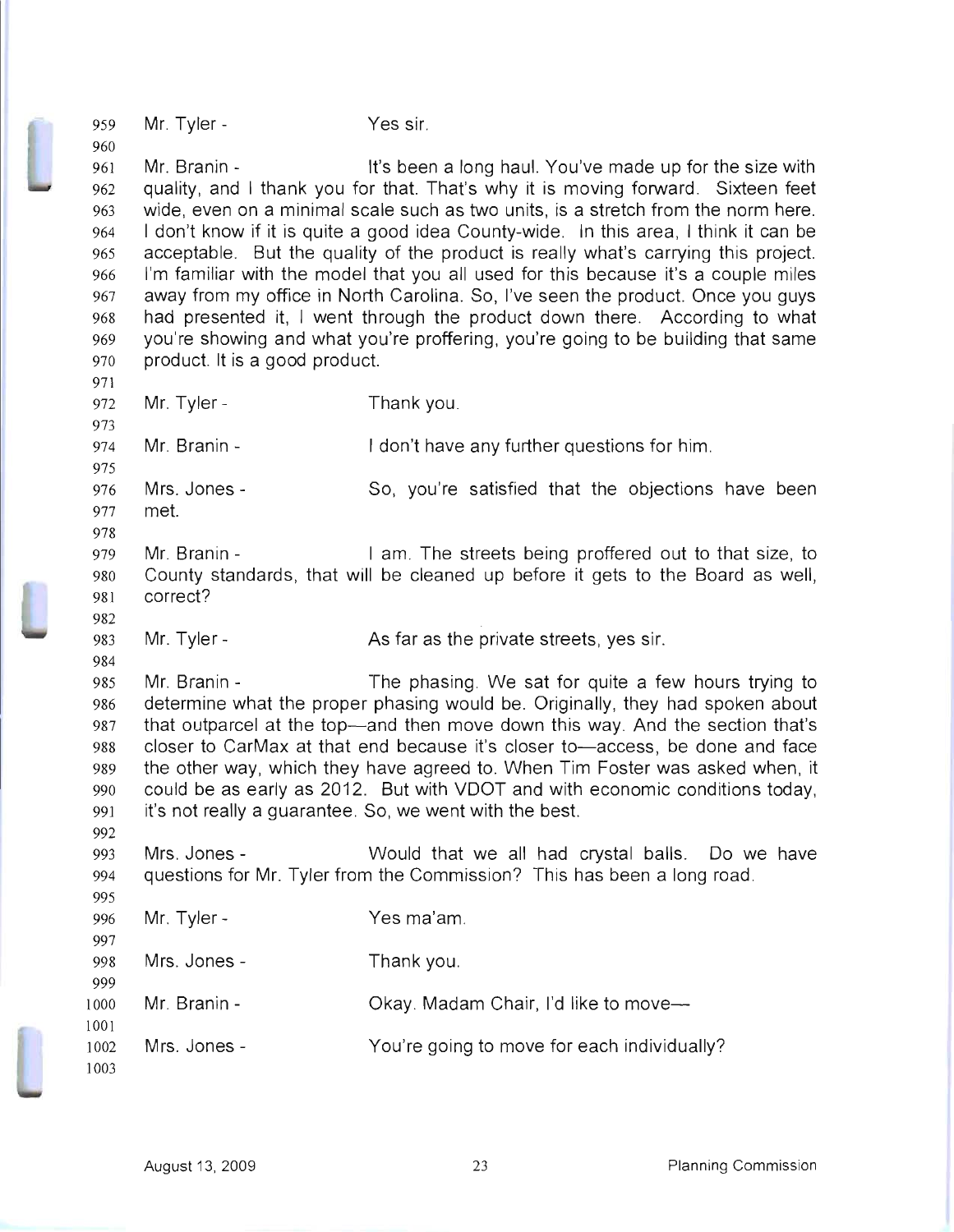Mr. Tyler - Yes sir.

Mr. Branin - It's been a long haul. You've made up for the size with quality, and I thank you for that. That's why it is moving forward. Sixteen feet wide, even on a minimal scale such as two units, is a stretch from the norm here. I don't know if it is quite a good idea County-wide. In this area, I think it can be acceptable. But the quality of the product is really what's carrying this project. I'm familiar with the model that you all used for this because it's a couple miles away from my office in North Carolina. So, I've seen the product. Once you guys had presented it, I went through the product down there. According to what you're showing and what you're proffering, you're going to be building that same product. It is a good product.

Mr. Tyler - Thank you.

Mr. Branin - I don't have any further questions for him.

Mrs. Jones - So, you're satisfied that the objections have been met.

Mr. Branin - I am. The streets being proffered out to that size, to County standards, that will be cleaned up before it gets to the Board as well, correct?

Mr. Tyler - As far as the private streets, yes sir.

Mr. Branin - The phasing. We sat for quite a few hours trying to determine what the proper phasing would be. Originally, they had spoken about that outparcel at the top—and then move down this way. And the section that's closer to CarMax at that end because it's closer to—access, be done and face the other way, which they have agreed to. When Tim Foster was asked when, it could be as early as 2012. But with VDOT and with economic conditions today, it's not really a guarantee. So, we went with the best.

Mrs. Jones - Would that we all had crystal balls. Do we have questions for Mr. Tyler from the Commission? This has been a long road.

Mr. Tyler - Yes ma'am.

Mrs. Jones - Thank you.

Mr. Branin - Okay. Madam Chair, I'd like to move—

Mrs. Jones - You're going to move for each individually?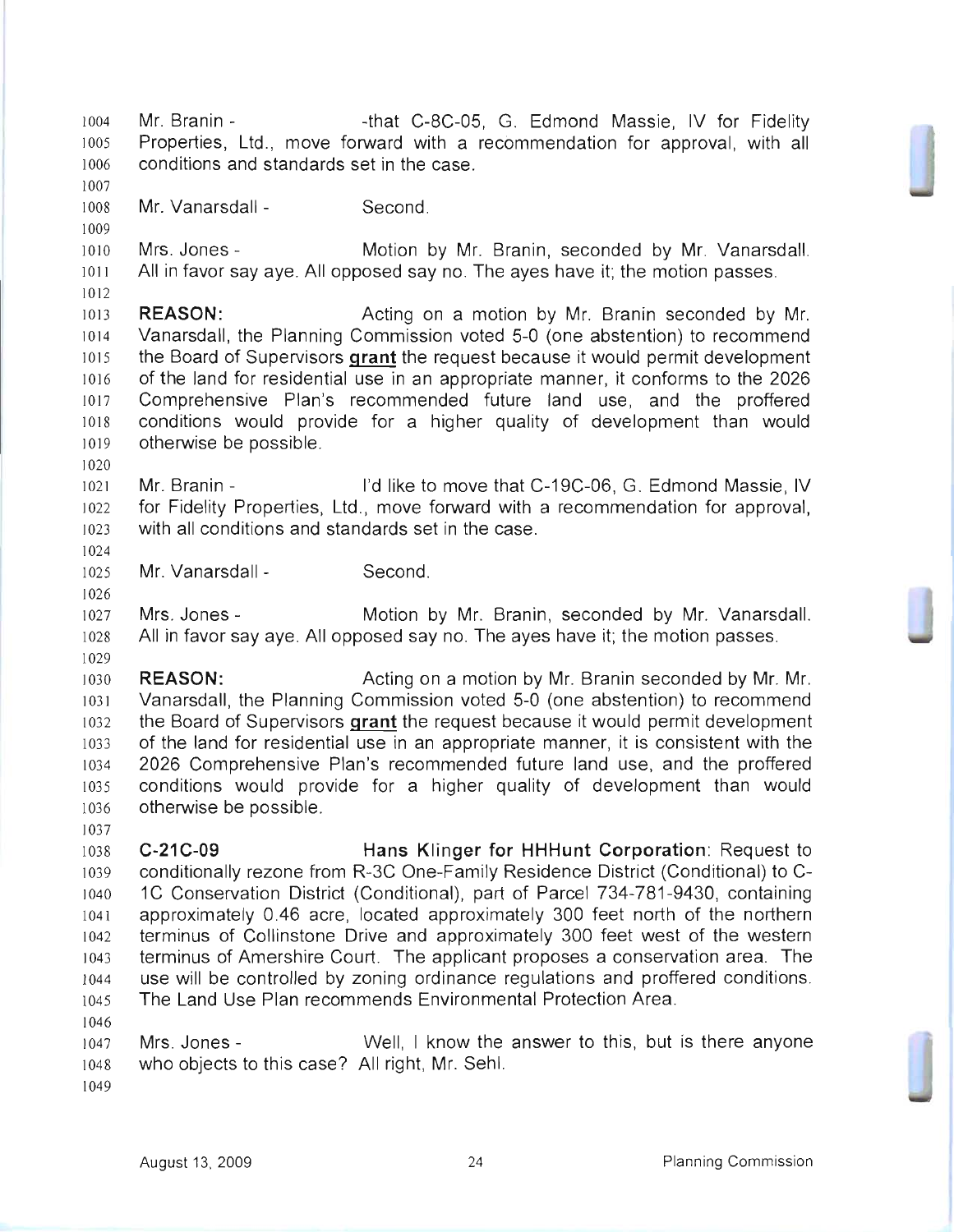Mr. Branin - -that C-8C-05, G. Edmond Massie, IV for Fidelity Properties, Ltd., move forward with a recommendation for approval, with all conditions and standards set in the case.

Mr. Vanarsdall - Second.

Mrs. Jones - Motion by Mr. Branin, seconded by Mr. Vanarsdall. All in favor say aye. All opposed say no. The ayes have it; the motion passes.

**REASON:** Acting on a motion by Mr. Branin seconded by Mr. Vanarsdall, the Planning Commission voted 5-0 (one abstention) to recommend the Board of Supervisors **grant** the request because it would permit development of the land for residential use in an appropriate manner, it conforms to the 2026 Comprehensive Plan's recommended future land use, and the proffered conditions would provide for a higher quality of development than would otherwise be possible.

Mr. Branin - I'd like to move that C-19C-06, G. Edmond Massie, IV for Fidelity Properties, Ltd., move forward with a recommendation for approval, with all conditions and standards set in the case.

Mr. Vanarsdall - Second.

Mrs. Jones - Motion by Mr. Branin, seconded by Mr. Vanarsdall. All in favor say aye. All opposed say no. The ayes have it; the motion passes.

**REASON:** Acting on a motion by Mr. Branin seconded by Mr. Mr. Vanarsdall, the Planning Commission voted 5-0 (one abstention) to recommend the Board of Supervisors **grant** the request because it would permit development of the land for residential use in an appropriate manner, it is consistent with the 2026 Comprehensive Plan's recommended future land use, and the proffered conditions would provide for a higher quality of development than would otherwise be possible.

**C-21C-09** **Hans Klinger for HHHunt Corporation**: Request to conditionally rezone from R-3C One-Family Residence District (Conditional) to C-1C Conservation District (Conditional), part of Parcel 734-781-9430, containing approximately 0.46 acre, located approximately 300 feet north of the northern terminus of Collinstone Drive and approximately 300 feet west of the western terminus of Amershire Court. The applicant proposes a conservation area. The use will be controlled by zoning ordinance regulations and proffered conditions. The Land Use Plan recommends Environmental Protection Area.

Mrs. Jones - Well, I know the answer to this, but is there anyone who objects to this case? All right, Mr. Sehl.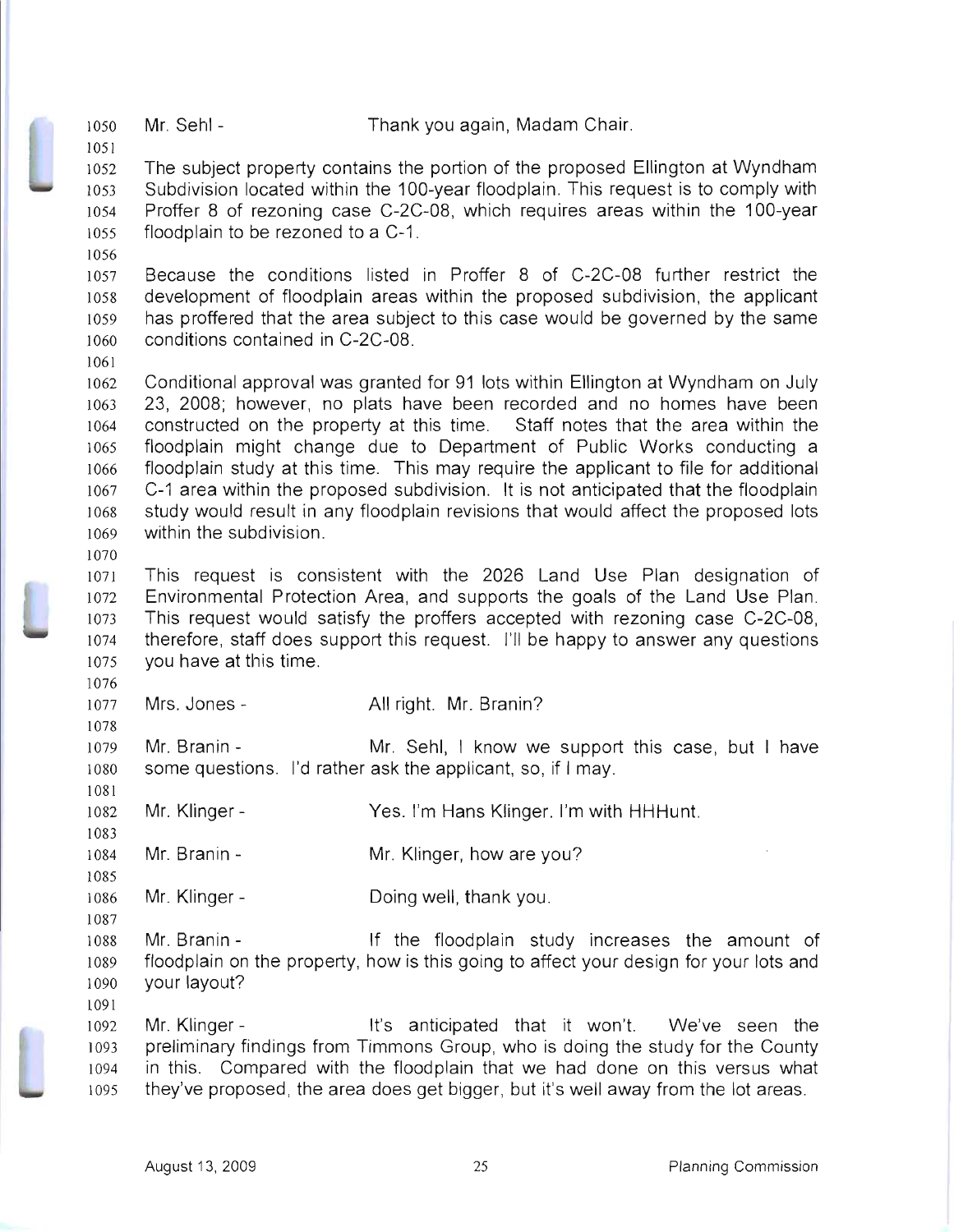Mr. Sehl - Thank you again, Madam Chair.

The subject property contains the portion of the proposed Ellington at Wyndham Subdivision located within the 100-year floodplain. This request is to comply with Proffer 8 of rezoning case C-2C-08, which requires areas within the 100-year floodplain to be rezoned to a C-1.

Because the conditions listed in Proffer 8 of C-2C-08 further restrict the development of floodplain areas within the proposed subdivision, the applicant has proffered that the area subject to this case would be governed by the same conditions contained in C-2C-08.

Conditional approval was granted for 91 lots within Ellington at Wyndham on July 23, 2008; however, no plats have been recorded and no homes have been constructed on the property at this time. Staff notes that the area within the floodplain might change due to Department of Public Works conducting a floodplain study at this time. This may require the applicant to file for additional C-1 area within the proposed subdivision. It is not anticipated that the floodplain study would result in any floodplain revisions that would affect the proposed lots within the subdivision.

This request is consistent with the 2026 Land Use Plan designation of Environmental Protection Area, and supports the goals of the Land Use Plan. This request would satisfy the proffers accepted with rezoning case C-2C-08, therefore, staff does support this request. I'll be happy to answer any questions you have at this time.

Mrs. Jones - All right. Mr. Branin?

Mr. Branin - Mr. Sehl, I know we support this case, but I have some questions. I'd rather ask the applicant, so, if I may.

Mr. Klinger - Yes. I'm Hans Klinger. I'm with HHHunt.

Mr. Branin - Mr. Klinger, how are you?

Mr. Klinger - Doing well, thank you.

Mr. Branin - If the floodplain study increases the amount of floodplain on the property, how is this going to affect your design for your lots and your layout?

Mr. Klinger - It's anticipated that it won't. We've seen the preliminary findings from Timmons Group, who is doing the study for the County in this. Compared with the floodplain that we had done on this versus what they've proposed, the area does get bigger, but it's well away from the lot areas.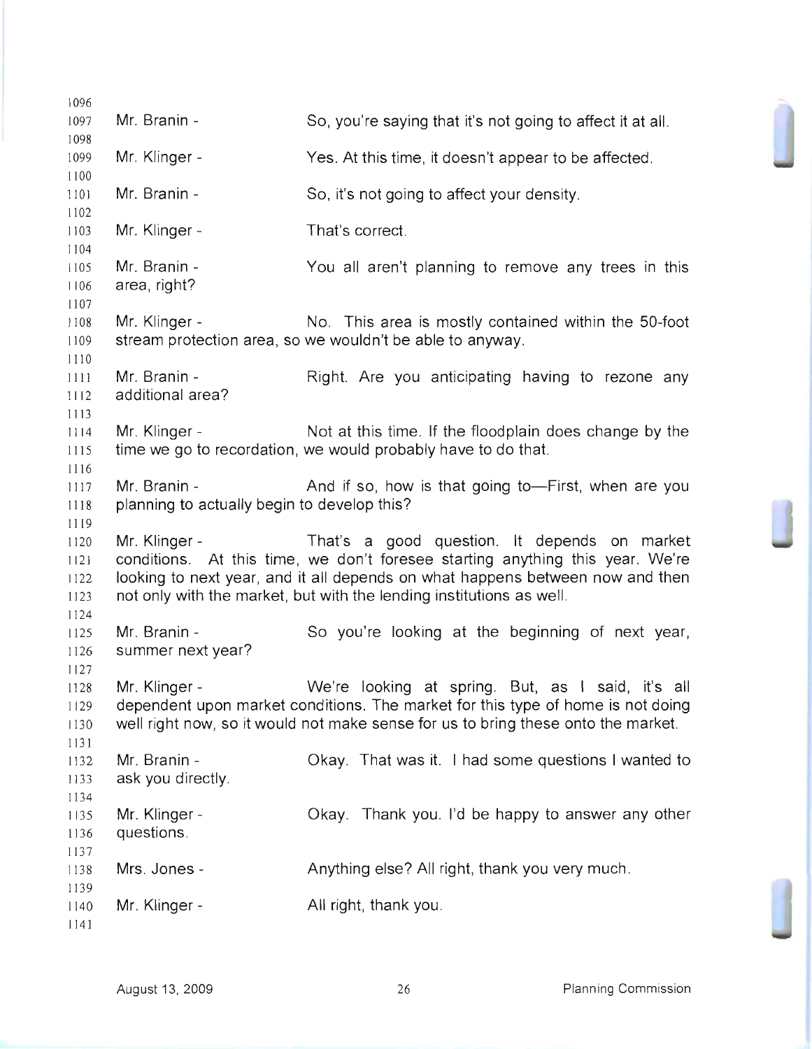Mr. Branin - So, you're saying that it's not going to affect it at all.

Mr. Klinger - Yes. At this time, it doesn't appear to be affected.

Mr. Branin - So, it's not going to affect your density.

Mr. Klinger - That's correct.

Mr. Branin - You all aren't planning to remove any trees in this area, right?

Mr. Klinger - No. This area is mostly contained within the 50-foot stream protection area, so we wouldn't be able to anyway.

Mr. Branin - Right. Are you anticipating having to rezone any additional area?

Mr. Klinger - Not at this time. If the floodplain does change by the time we go to recordation, we would probably have to do that.

Mr. Branin - And if so, how is that going to—First, when are you planning to actually begin to develop this?

Mr. Klinger - That's a good question. It depends on market conditions. At this time, we don't foresee starting anything this year. We're looking to next year, and it all depends on what happens between now and then not only with the market, but with the lending institutions as well.

Mr. Branin - So you're looking at the beginning of next year, summer next year?

Mr. Klinger - We're looking at spring. But, as I said, it's all dependent upon market conditions. The market for this type of home is not doing well right now, so it would not make sense for us to bring these onto the market.

Mr. Branin - Okay. That was it. I had some questions I wanted to ask you directly.

Mr. Klinger - Okay. Thank you. I'd be happy to answer any other questions.

Mrs. Jones - Anything else? All right, thank you very much.

Mr. Klinger - All right, thank you.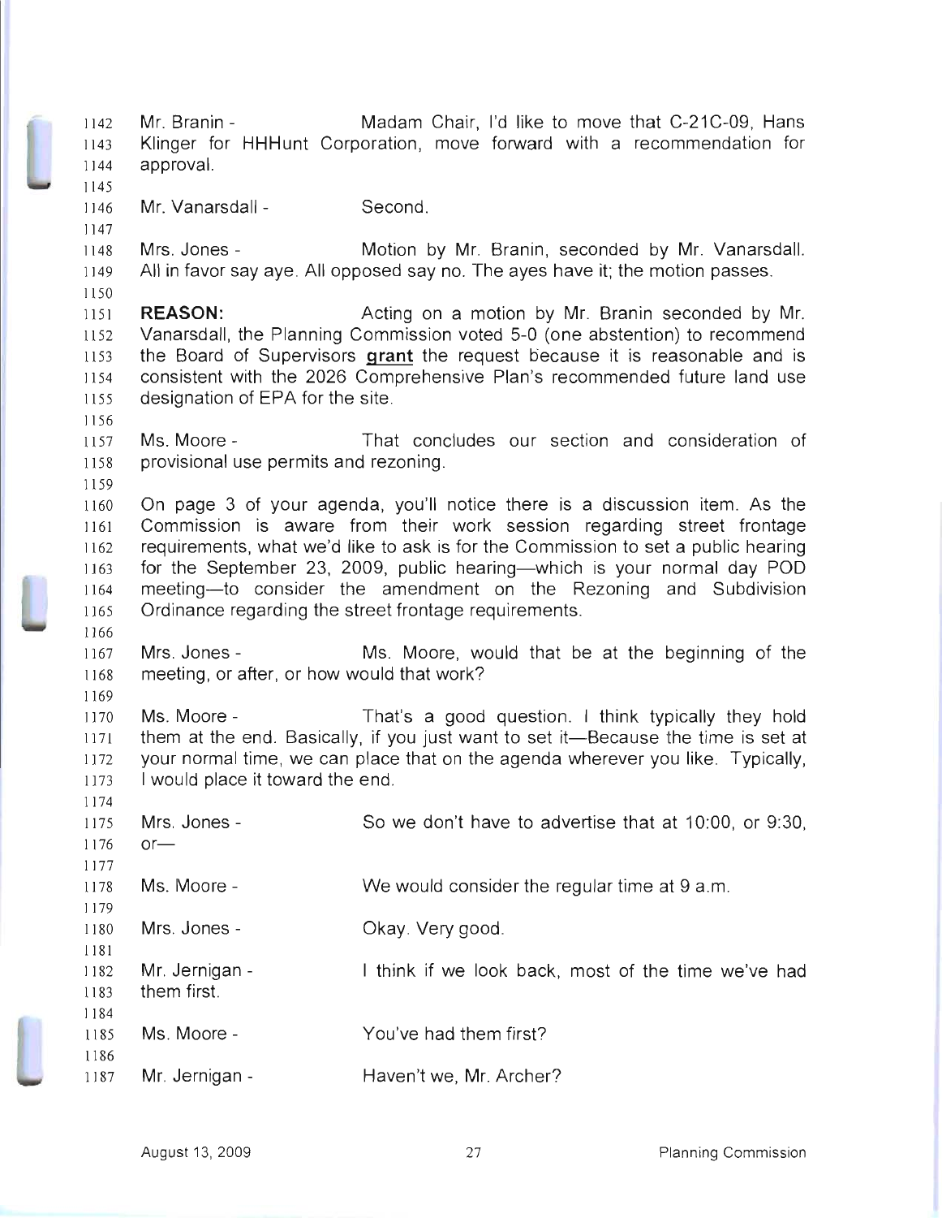Mr. Branin - Madam Chair, I'd like to move that C-21C-09, Hans Klinger for HHHunt Corporation, move forward with a recommendation for approval.

Mr. Vanarsdall - Second.

Mrs. Jones - Motion by Mr. Branin, seconded by Mr. Vanarsdall. All in favor say aye. All opposed say no. The ayes have it; the motion passes.

**REASON:** Acting on a motion by Mr. Branin seconded by Mr. Vanarsdall, the Planning Commission voted 5-0 (one abstention) to recommend the Board of Supervisors **grant** the request because it is reasonable and is consistent with the 2026 Comprehensive Plan's recommended future land use designation of EPA for the site.

Ms. Moore - That concludes our section and consideration of provisional use permits and rezoning.

On page 3 of your agenda, you'll notice there is a discussion item. As the Commission is aware from their work session regarding street frontage requirements, what we'd like to ask is for the Commission to set a public hearing for the September 23, 2009, public hearing—which is your normal day POD meeting—to consider the amendment on the Rezoning and Subdivision Ordinance regarding the street frontage requirements.

Mrs. Jones - Ms. Moore, would that be at the beginning of the meeting, or after, or how would that work?

Ms. Moore - That's a good question. I think typically they hold them at the end. Basically, if you just want to set it—Because the time is set at your normal time, we can place that on the agenda wherever you like. Typically, I would place it toward the end.

Mrs. Jones - So we don't have to advertise that at 10:00, or 9:30, or—

Ms. Moore - We would consider the regular time at 9 a.m.

Mrs. Jones - Okay. Very good.

Mr. Jernigan - I think if we look back, most of the time we've had them first.

Ms. Moore - You've had them first?

Mr. Jernigan - Haven't we, Mr. Archer?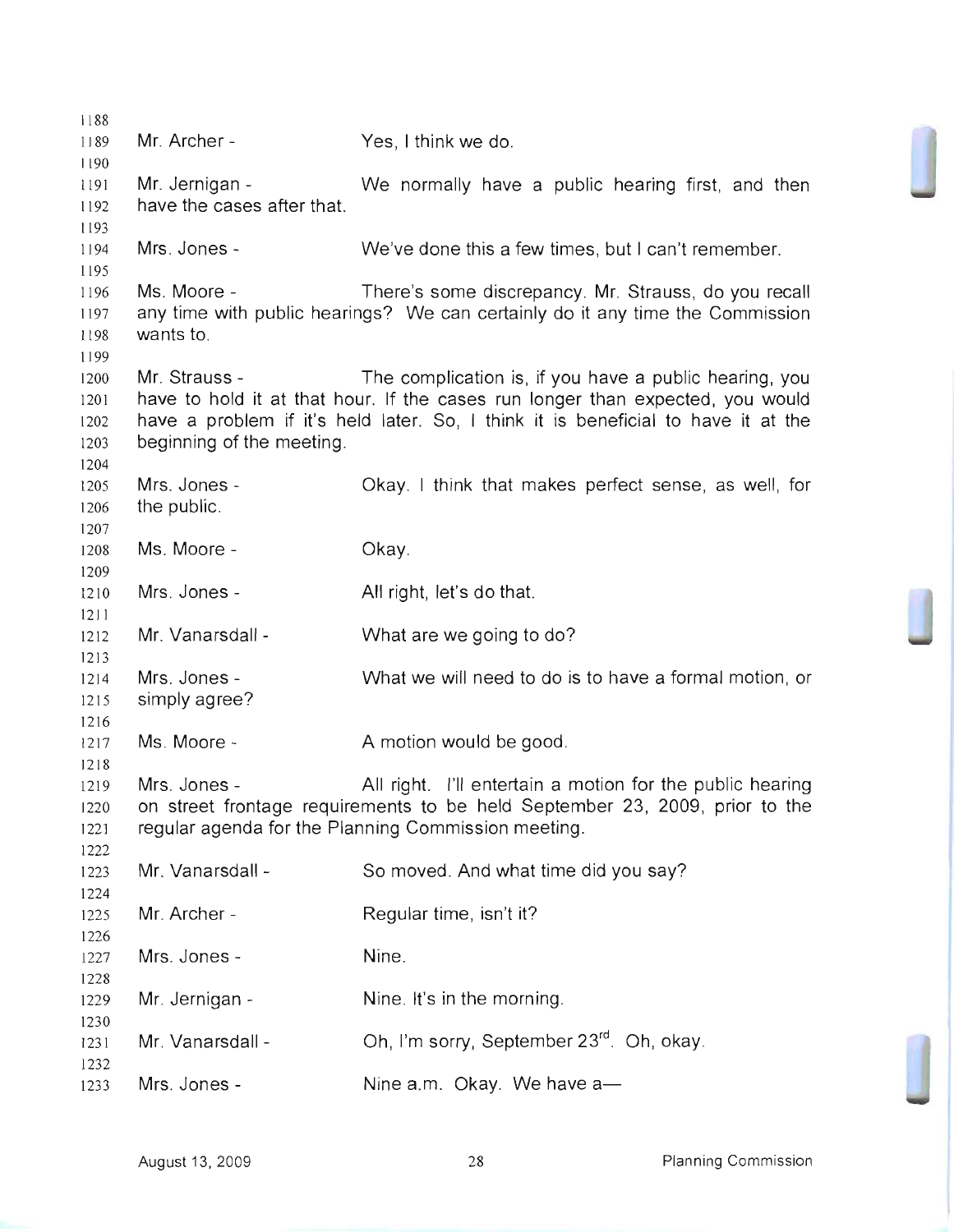Mr. Archer - Yes, I think we do.

Mr. Jernigan - We normally have a public hearing first, and then have the cases after that.

Mrs. Jones - We've done this a few times, but I can't remember.

Ms. Moore - There's some discrepancy. Mr. Strauss, do you recall any time with public hearings? We can certainly do it any time the Commission wants to.

Mr. Strauss - The complication is, if you have a public hearing, you have to hold it at that hour. If the cases run longer than expected, you would have a problem if it's held later. So, I think it is beneficial to have it at the beginning of the meeting.

Mrs. Jones - Okay. I think that makes perfect sense, as well, for the public.

Ms. Moore - Okay.

Mrs. Jones - All right, let's do that.

Mr. Vanarsdall - What are we going to do?

Mrs. Jones - What we will need to do is to have a formal motion, or simply agree?

Ms. Moore - A motion would be good.

Mrs. Jones - All right. I'll entertain a motion for the public hearing on street frontage requirements to be held September 23, 2009, prior to the regular agenda for the Planning Commission meeting.

Mr. Vanarsdall - So moved. And what time did you say?

Mr. Archer - Regular time, isn't it?

Mrs. Jones - Nine.

Mr. Jernigan - Nine. It's in the morning.

Mr. Vanarsdall - Oh, I'm sorry, September 23rd. Oh, okay.

Mrs. Jones - Nine a.m. Okay. We have a—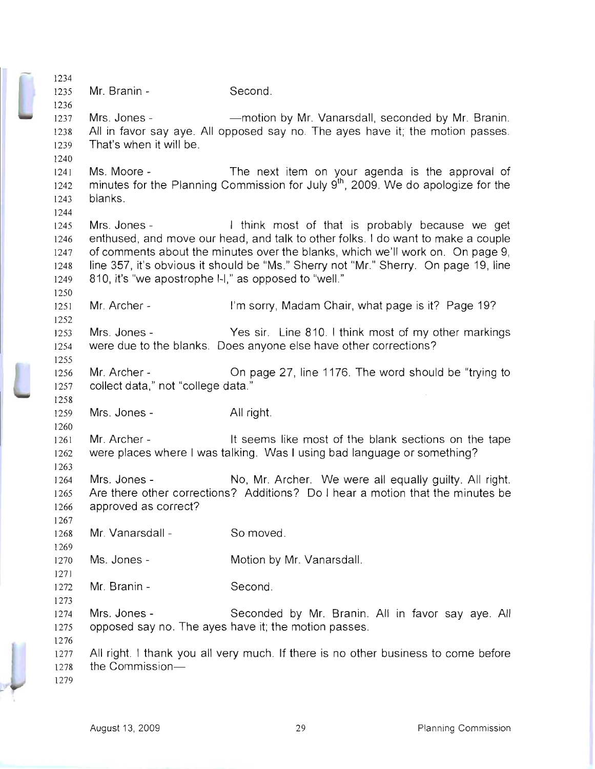Mr. Branin - Second.

Mrs. Jones - —motion by Mr. Vanarsdall, seconded by Mr. Branin. All in favor say aye. All opposed say no. The ayes have it; the motion passes. That's when it will be.

Ms. Moore - The next item on your agenda is the approval of minutes for the Planning Commission for July 9th, 2009. We do apologize for the blanks.

Mrs. Jones - I think most of that is probably because we get enthused, and move our head, and talk to other folks. I do want to make a couple of comments about the minutes over the blanks, which we'll work on. On page 9, line 357, it's obvious it should be "Ms." Sherry not "Mr." Sherry. On page 19, line 810, it's "we apostrophe l-l," as opposed to "well."

Mr. Archer - I'm sorry, Madam Chair, what page is it? Page 19?

Mrs. Jones - Yes sir. Line 810. I think most of my other markings were due to the blanks. Does anyone else have other corrections?

Mr. Archer - On page 27, line 1176. The word should be "trying to collect data," not "college data."

Mrs. Jones - All right.

Mr. Archer - It seems like most of the blank sections on the tape were places where I was talking. Was I using bad language or something?

Mrs. Jones - No, Mr. Archer. We were all equally guilty. All right. Are there other corrections? Additions? Do I hear a motion that the minutes be approved as correct?

Mr. Vanarsdall - So moved.

Ms. Jones - Motion by Mr. Vanarsdall.

Mr. Branin - Second.

Mrs. Jones - Seconded by Mr. Branin. All in favor say aye. All opposed say no. The ayes have it; the motion passes.

All right. I thank you all very much. If there is no other business to come before the Commission—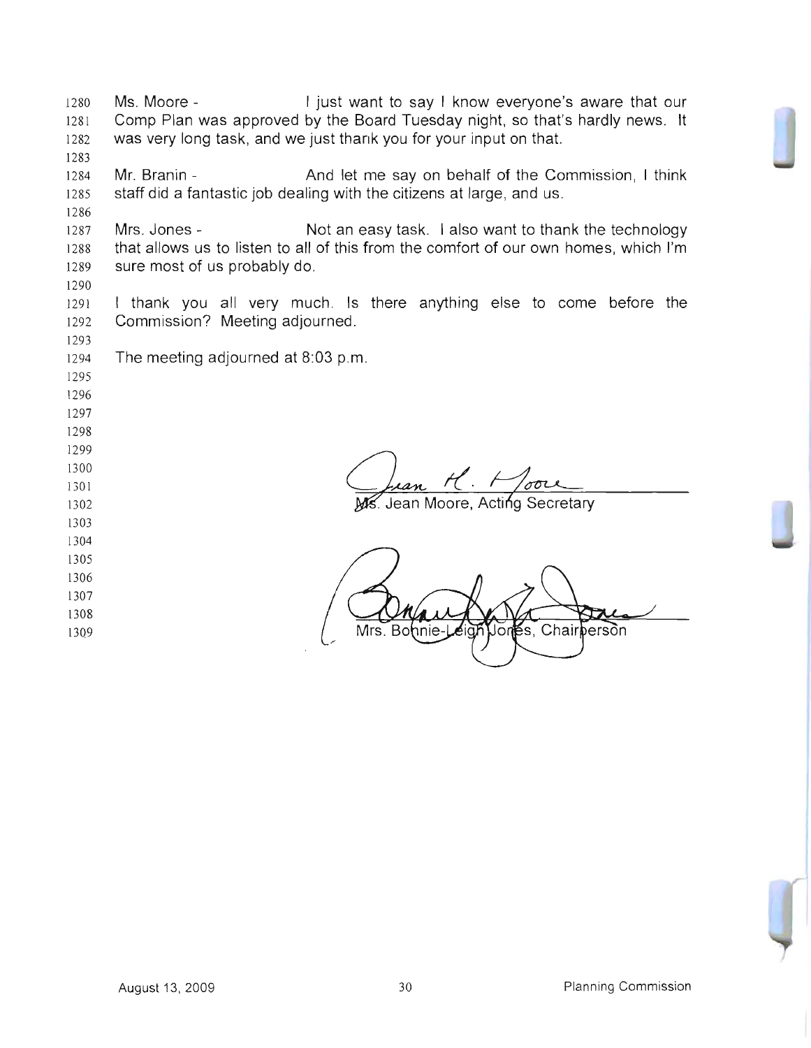Ms. Moore - I just want to say I know everyone's aware that our Comp Plan was approved by the Board Tuesday night, so that's hardly news. It was very long task, and we just thank you for your input on that.

Mr. Branin - And let me say on behalf of the Commission, I think staff did a fantastic job dealing with the citizens at large, and us.

Mrs. Jones - Not an easy task. I also want to thank the technology that allows us to listen to all of this from the comfort of our own homes, which I'm sure most of us probably do.

I thank you all very much. Is there anything else to come before the Commission? Meeting adjourned.

The meeting adjourned at 8:03 p.m.

Ms. Jean Moore, Acting Secretary

Mrs. Bonnie-Leigh Jones, Chairperson